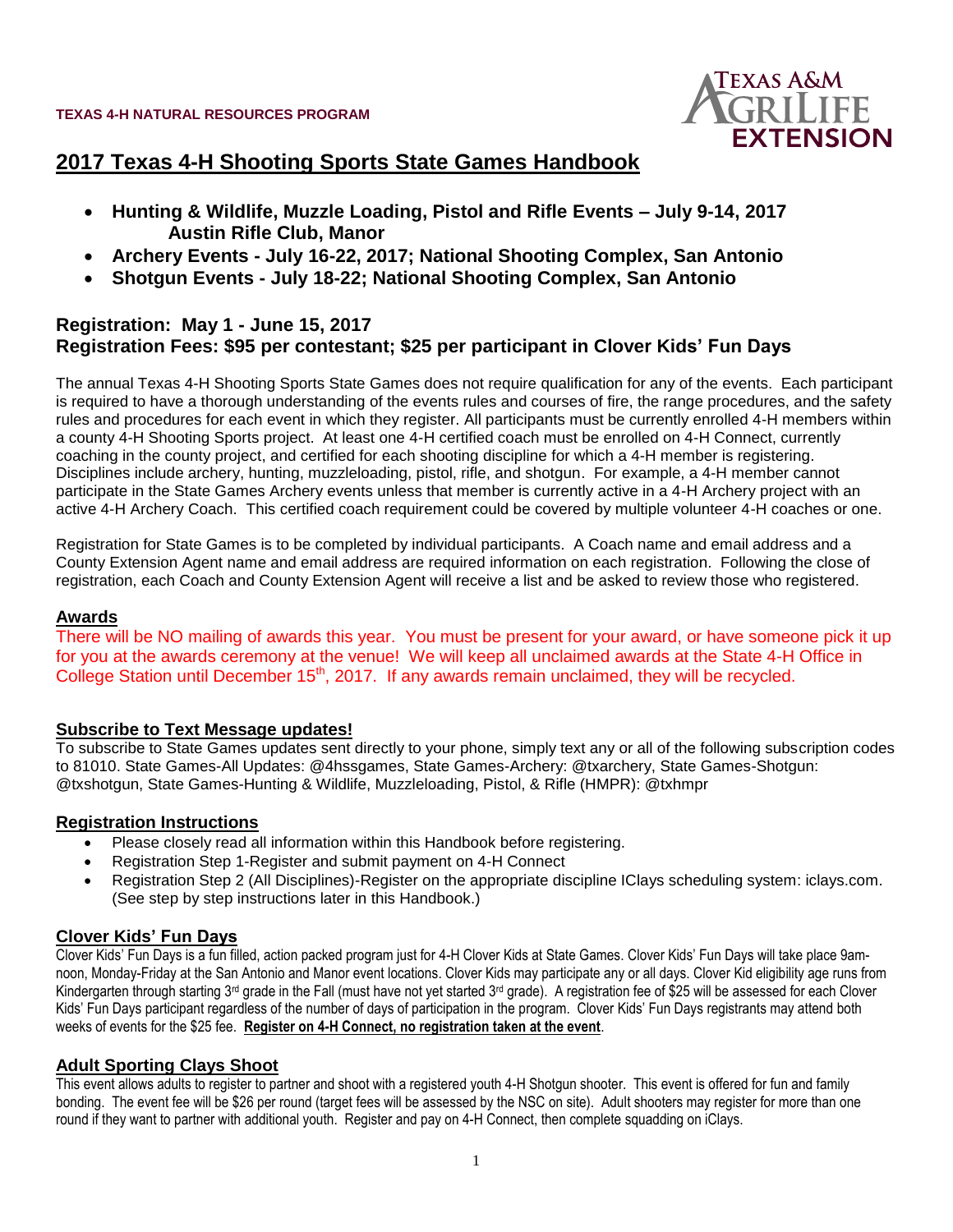**TEXAS 4-H NATURAL RESOURCES PROGRAM**

TEXAS A&M AGRILIFE EXTENSION

# 2017 Texas 4-H Shooting Sports State Games Handbook

- **Hunting & Wildlife, Muzzle Loading, Pistol and Rifle Events – July 9-14, 2017 Austin Rifle Club, Manor**
- **Archery Events - July 16-22, 2017; National Shooting Complex, San Antonio**
- **Shotgun Events - July 18-22; National Shooting Complex, San Antonio**

## Registration: May 1 - June 15, 2017

## Registration Fees: $95 per contestant; $25 per participant in Clover Kids' Fun Days

The annual Texas 4-H Shooting Sports State Games does not require qualification for any of the events. Each participant is required to have a thorough understanding of the events rules and courses of fire, the range procedures, and the safety rules and procedures for each event in which they register. All participants must be currently enrolled 4-H members within a county 4-H Shooting Sports project. At least one 4-H certified coach must be enrolled on 4-H Connect, currently coaching in the county project, and certified for each shooting discipline for which a 4-H member is registering. Disciplines include archery, hunting, muzzleloading, pistol, rifle, and shotgun. For example, a 4-H member cannot participate in the State Games Archery events unless that member is currently active in a 4-H Archery project with an active 4-H Archery Coach. This certified coach requirement could be covered by multiple volunteer 4-H coaches or one.

Registration for State Games is to be completed by individual participants. A Coach name and email address and a County Extension Agent name and email address are required information on each registration. Following the close of registration, each Coach and County Extension Agent will receive a list and be asked to review those who registered.

### Awards

There will be NO mailing of awards this year. You must be present for your award, or have someone pick it up for you at the awards ceremony at the venue! We will keep all unclaimed awards at the State 4-H Office in College Station until December 15th, 2017. If any awards remain unclaimed, they will be recycled.

### Subscribe to Text Message updates!

To subscribe to State Games updates sent directly to your phone, simply text any or all of the following subscription codes to 81010. State Games-All Updates: @4hssgames, State Games-Archery: @txarchery, State Games-Shotgun: @txshotgun, State Games-Hunting & Wildlife, Muzzleloading, Pistol, & Rifle (HMPR): @txhmpr

### Registration Instructions

- Please closely read all information within this Handbook before registering.
- Registration Step 1-Register and submit payment on 4-H Connect
- Registration Step 2 (All Disciplines)-Register on the appropriate discipline IClays scheduling system: iclays.com. (See step by step instructions later in this Handbook.)

### Clover Kids' Fun Days

Clover Kids' Fun Days is a fun filled, action packed program just for 4-H Clover Kids at State Games. Clover Kids' Fun Days will take place 9am-noon, Monday-Friday at the San Antonio and Manor event locations. Clover Kids may participate any or all days. Clover Kid eligibility age runs from Kindergarten through starting 3rd grade in the Fall (must have not yet started 3rd grade). A registration fee of $25 will be assessed for each Clover Kids' Fun Days participant regardless of the number of days of participation in the program. Clover Kids' Fun Days registrants may attend both weeks of events for the $25 fee. **Register on 4-H Connect, no registration taken at the event**.

### Adult Sporting Clays Shoot

This event allows adults to register to partner and shoot with a registered youth 4-H Shotgun shooter. This event is offered for fun and family bonding. The event fee will be $26 per round (target fees will be assessed by the NSC on site). Adult shooters may register for more than one round if they want to partner with additional youth. Register and pay on 4-H Connect, then complete squadding on iClays.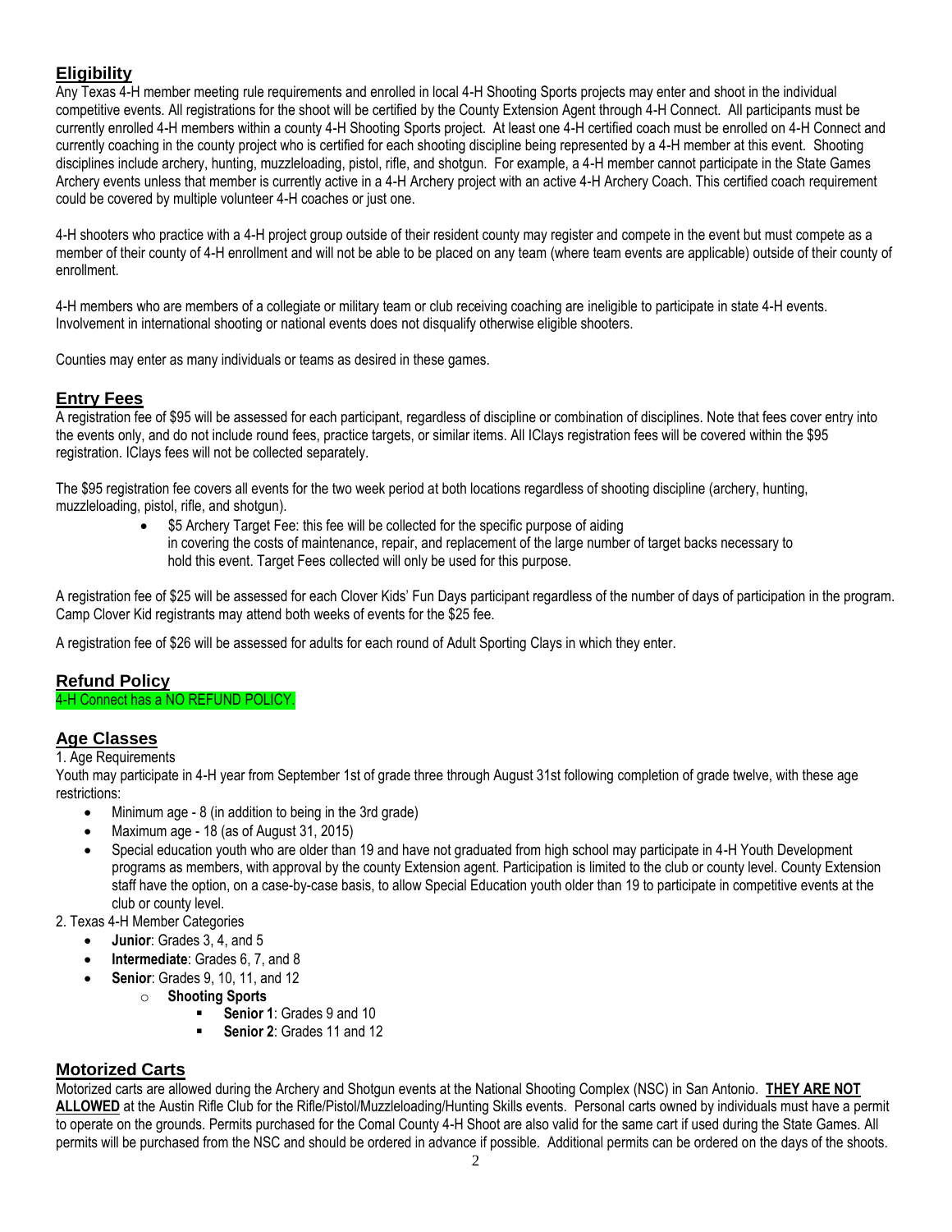## Eligibility

Any Texas 4-H member meeting rule requirements and enrolled in local 4-H Shooting Sports projects may enter and shoot in the individual competitive events. All registrations for the shoot will be certified by the County Extension Agent through 4-H Connect. All participants must be currently enrolled 4-H members within a county 4-H Shooting Sports project. At least one 4-H certified coach must be enrolled on 4-H Connect and currently coaching in the county project who is certified for each shooting discipline being represented by a 4-H member at this event. Shooting disciplines include archery, hunting, muzzleloading, pistol, rifle, and shotgun. For example, a 4-H member cannot participate in the State Games Archery events unless that member is currently active in a 4-H Archery project with an active 4-H Archery Coach. This certified coach requirement could be covered by multiple volunteer 4-H coaches or just one.

4-H shooters who practice with a 4-H project group outside of their resident county may register and compete in the event but must compete as a member of their county of 4-H enrollment and will not be able to be placed on any team (where team events are applicable) outside of their county of enrollment.

4-H members who are members of a collegiate or military team or club receiving coaching are ineligible to participate in state 4-H events. Involvement in international shooting or national events does not disqualify otherwise eligible shooters.

Counties may enter as many individuals or teams as desired in these games.

## Entry Fees

A registration fee of $95 will be assessed for each participant, regardless of discipline or combination of disciplines. Note that fees cover entry into the events only, and do not include round fees, practice targets, or similar items. All IClays registration fees will be covered within the $95 registration. IClays fees will not be collected separately.

The $95 registration fee covers all events for the two week period at both locations regardless of shooting discipline (archery, hunting, muzzleloading, pistol, rifle, and shotgun).

- $5 Archery Target Fee: this fee will be collected for the specific purpose of aiding in covering the costs of maintenance, repair, and replacement of the large number of target backs necessary to hold this event. Target Fees collected will only be used for this purpose.

A registration fee of $25 will be assessed for each Clover Kids' Fun Days participant regardless of the number of days of participation in the program. Camp Clover Kid registrants may attend both weeks of events for the $25 fee.

A registration fee of $26 will be assessed for adults for each round of Adult Sporting Clays in which they enter.

## Refund Policy

4-H Connect has a NO REFUND POLICY.

## Age Classes

1. Age Requirements

Youth may participate in 4-H year from September 1st of grade three through August 31st following completion of grade twelve, with these age restrictions:

- Minimum age - 8 (in addition to being in the 3rd grade)
- Maximum age - 18 (as of August 31, 2015)
- Special education youth who are older than 19 and have not graduated from high school may participate in 4-H Youth Development programs as members, with approval by the county Extension agent. Participation is limited to the club or county level. County Extension staff have the option, on a case-by-case basis, to allow Special Education youth older than 19 to participate in competitive events at the club or county level.

2. Texas 4-H Member Categories

- **Junior**: Grades 3, 4, and 5
- **Intermediate**: Grades 6, 7, and 8
- **Senior**: Grades 9, 10, 11, and 12
  - **Shooting Sports**
    - **Senior 1**: Grades 9 and 10
    - **Senior 2**: Grades 11 and 12

## Motorized Carts

Motorized carts are allowed during the Archery and Shotgun events at the National Shooting Complex (NSC) in San Antonio. **THEY ARE NOT ALLOWED** at the Austin Rifle Club for the Rifle/Pistol/Muzzleloading/Hunting Skills events. Personal carts owned by individuals must have a permit to operate on the grounds. Permits purchased for the Comal County 4-H Shoot are also valid for the same cart if used during the State Games. All permits will be purchased from the NSC and should be ordered in advance if possible. Additional permits can be ordered on the days of the shoots.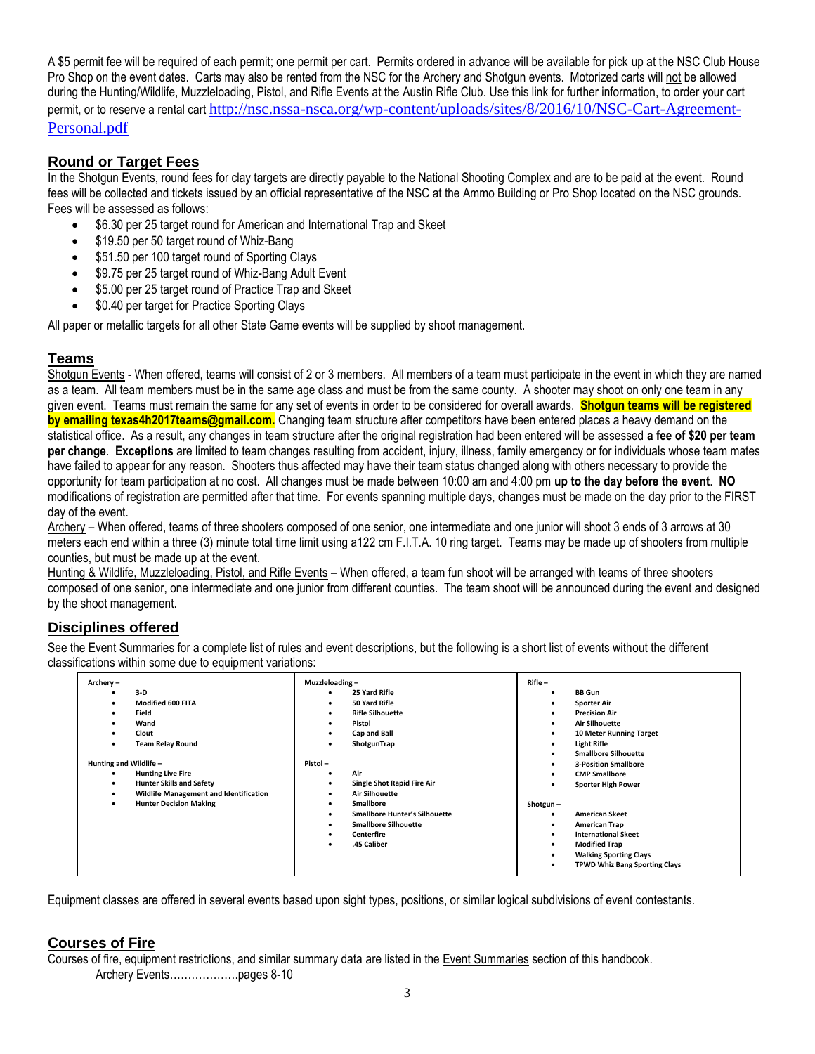A $5 permit fee will be required of each permit; one permit per cart. Permits ordered in advance will be available for pick up at the NSC Club House Pro Shop on the event dates. Carts may also be rented from the NSC for the Archery and Shotgun events. Motorized carts will not be allowed during the Hunting/Wildlife, Muzzleloading, Pistol, and Rifle Events at the Austin Rifle Club. Use this link for further information, to order your cart permit, or to reserve a rental cart http://nsc.nssa-nsca.org/wp-content/uploads/sites/8/2016/10/NSC-Cart-Agreement-Personal.pdf

## Round or Target Fees

In the Shotgun Events, round fees for clay targets are directly payable to the National Shooting Complex and are to be paid at the event. Round fees will be collected and tickets issued by an official representative of the NSC at the Ammo Building or Pro Shop located on the NSC grounds. Fees will be assessed as follows:

- $6.30 per 25 target round for American and International Trap and Skeet
- $19.50 per 50 target round of Whiz-Bang
- $51.50 per 100 target round of Sporting Clays
- $9.75 per 25 target round of Whiz-Bang Adult Event
- $5.00 per 25 target round of Practice Trap and Skeet
- $0.40 per target for Practice Sporting Clays

All paper or metallic targets for all other State Game events will be supplied by shoot management.

## Teams

Shotgun Events - When offered, teams will consist of 2 or 3 members. All members of a team must participate in the event in which they are named as a team. All team members must be in the same age class and must be from the same county. A shooter may shoot on only one team in any given event. Teams must remain the same for any set of events in order to be considered for overall awards. **Shotgun teams will be registered by emailing texas4h2017teams@gmail.com.** Changing team structure after competitors have been entered places a heavy demand on the statistical office. As a result, any changes in team structure after the original registration had been entered will be assessed **a fee of $20 per team per change**. **Exceptions** are limited to team changes resulting from accident, injury, illness, family emergency or for individuals whose team mates have failed to appear for any reason. Shooters thus affected may have their team status changed along with others necessary to provide the opportunity for team participation at no cost. All changes must be made between 10:00 am and 4:00 pm **up to the day before the event**. **NO** modifications of registration are permitted after that time. For events spanning multiple days, changes must be made on the day prior to the FIRST day of the event.

Archery – When offered, teams of three shooters composed of one senior, one intermediate and one junior will shoot 3 ends of 3 arrows at 30 meters each end within a three (3) minute total time limit using a122 cm F.I.T.A. 10 ring target. Teams may be made up of shooters from multiple counties, but must be made up at the event.

Hunting & Wildlife, Muzzleloading, Pistol, and Rifle Events – When offered, a team fun shoot will be arranged with teams of three shooters composed of one senior, one intermediate and one junior from different counties. The team shoot will be announced during the event and designed by the shoot management.

## Disciplines offered

See the Event Summaries for a complete list of rules and event descriptions, but the following is a short list of events without the different classifications within some due to equipment variations:

| Archery – | Muzzleloading – | Rifle – |
|---|---|---|
| • 3-D<br>• Modified 600 FITA<br>• Field<br>• Wand<br>• Clout<br>• Team Relay Round<br><br>**Hunting and Wildlife –**<br>• Hunting Live Fire<br>• Hunter Skills and Safety<br>• Wildlife Management and Identification<br>• Hunter Decision Making | • 25 Yard Rifle<br>• 50 Yard Rifle<br>• Rifle Silhouette<br>• Pistol<br>• Cap and Ball<br>• ShotgunTrap<br><br>**Pistol –**<br>• Air<br>• Single Shot Rapid Fire Air<br>• Air Silhouette<br>• Smallbore<br>• Smallbore Hunter's Silhouette<br>• Smallbore Silhouette<br>• Centerfire<br>• .45 Caliber | • BB Gun<br>• Sporter Air<br>• Precision Air<br>• Air Silhouette<br>• 10 Meter Running Target<br>• Light Rifle<br>• Smallbore Silhouette<br>• 3-Position Smallbore<br>• CMP Smallbore<br>• Sporter High Power<br><br>**Shotgun –**<br>• American Skeet<br>• American Trap<br>• International Skeet<br>• Modified Trap<br>• Walking Sporting Clays<br>• TPWD Whiz Bang Sporting Clays |

Equipment classes are offered in several events based upon sight types, positions, or similar logical subdivisions of event contestants.

## Courses of Fire

Courses of fire, equipment restrictions, and similar summary data are listed in the Event Summaries section of this handbook.

Archery Events……………….pages 8-10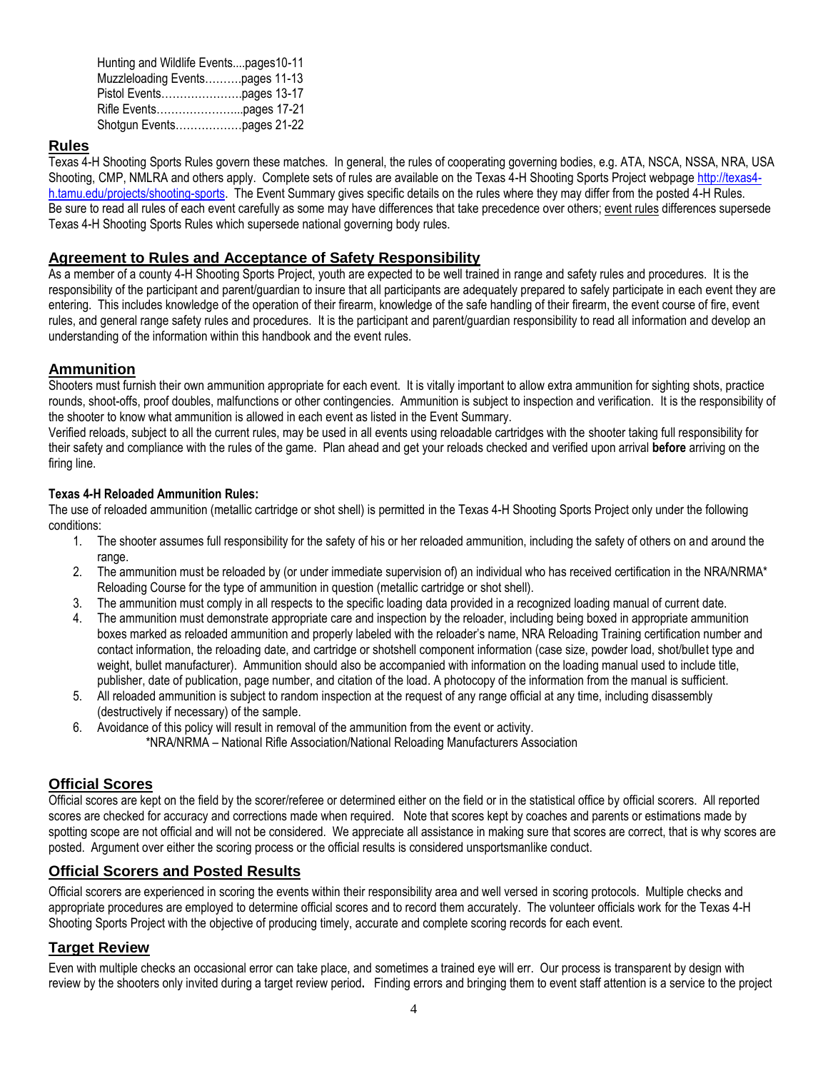Hunting and Wildlife Events....pages10-11
Muzzleloading Events……….pages 11-13
Pistol Events………………….pages 13-17
Rifle Events…………………...pages 17-21
Shotgun Events………………pages 21-22

## Rules

Texas 4-H Shooting Sports Rules govern these matches. In general, the rules of cooperating governing bodies, e.g. ATA, NSCA, NSSA, NRA, USA Shooting, CMP, NMLRA and others apply. Complete sets of rules are available on the Texas 4-H Shooting Sports Project webpage http://texas4-h.tamu.edu/projects/shooting-sports. The Event Summary gives specific details on the rules where they may differ from the posted 4-H Rules. Be sure to read all rules of each event carefully as some may have differences that take precedence over others; event rules differences supersede Texas 4-H Shooting Sports Rules which supersede national governing body rules.

## Agreement to Rules and Acceptance of Safety Responsibility

As a member of a county 4-H Shooting Sports Project, youth are expected to be well trained in range and safety rules and procedures. It is the responsibility of the participant and parent/guardian to insure that all participants are adequately prepared to safely participate in each event they are entering. This includes knowledge of the operation of their firearm, knowledge of the safe handling of their firearm, the event course of fire, event rules, and general range safety rules and procedures. It is the participant and parent/guardian responsibility to read all information and develop an understanding of the information within this handbook and the event rules.

## Ammunition

Shooters must furnish their own ammunition appropriate for each event. It is vitally important to allow extra ammunition for sighting shots, practice rounds, shoot-offs, proof doubles, malfunctions or other contingencies. Ammunition is subject to inspection and verification. It is the responsibility of the shooter to know what ammunition is allowed in each event as listed in the Event Summary.
Verified reloads, subject to all the current rules, may be used in all events using reloadable cartridges with the shooter taking full responsibility for their safety and compliance with the rules of the game. Plan ahead and get your reloads checked and verified upon arrival **before** arriving on the firing line.

#### Texas 4-H Reloaded Ammunition Rules:

The use of reloaded ammunition (metallic cartridge or shot shell) is permitted in the Texas 4-H Shooting Sports Project only under the following conditions:

1. The shooter assumes full responsibility for the safety of his or her reloaded ammunition, including the safety of others on and around the range.
2. The ammunition must be reloaded by (or under immediate supervision of) an individual who has received certification in the NRA/NRMA* Reloading Course for the type of ammunition in question (metallic cartridge or shot shell).
3. The ammunition must comply in all respects to the specific loading data provided in a recognized loading manual of current date.
4. The ammunition must demonstrate appropriate care and inspection by the reloader, including being boxed in appropriate ammunition boxes marked as reloaded ammunition and properly labeled with the reloader's name, NRA Reloading Training certification number and contact information, the reloading date, and cartridge or shotshell component information (case size, powder load, shot/bullet type and weight, bullet manufacturer). Ammunition should also be accompanied with information on the loading manual used to include title, publisher, date of publication, page number, and citation of the load. A photocopy of the information from the manual is sufficient.
5. All reloaded ammunition is subject to random inspection at the request of any range official at any time, including disassembly (destructively if necessary) of the sample.
6. Avoidance of this policy will result in removal of the ammunition from the event or activity.

*NRA/NRMA – National Rifle Association/National Reloading Manufacturers Association

## Official Scores

Official scores are kept on the field by the scorer/referee or determined either on the field or in the statistical office by official scorers. All reported scores are checked for accuracy and corrections made when required. Note that scores kept by coaches and parents or estimations made by spotting scope are not official and will not be considered. We appreciate all assistance in making sure that scores are correct, that is why scores are posted. Argument over either the scoring process or the official results is considered unsportsmanlike conduct.

## Official Scorers and Posted Results

Official scorers are experienced in scoring the events within their responsibility area and well versed in scoring protocols. Multiple checks and appropriate procedures are employed to determine official scores and to record them accurately. The volunteer officials work for the Texas 4-H Shooting Sports Project with the objective of producing timely, accurate and complete scoring records for each event.

## Target Review

Even with multiple checks an occasional error can take place, and sometimes a trained eye will err. Our process is transparent by design with review by the shooters only invited during a target review period**.** Finding errors and bringing them to event staff attention is a service to the project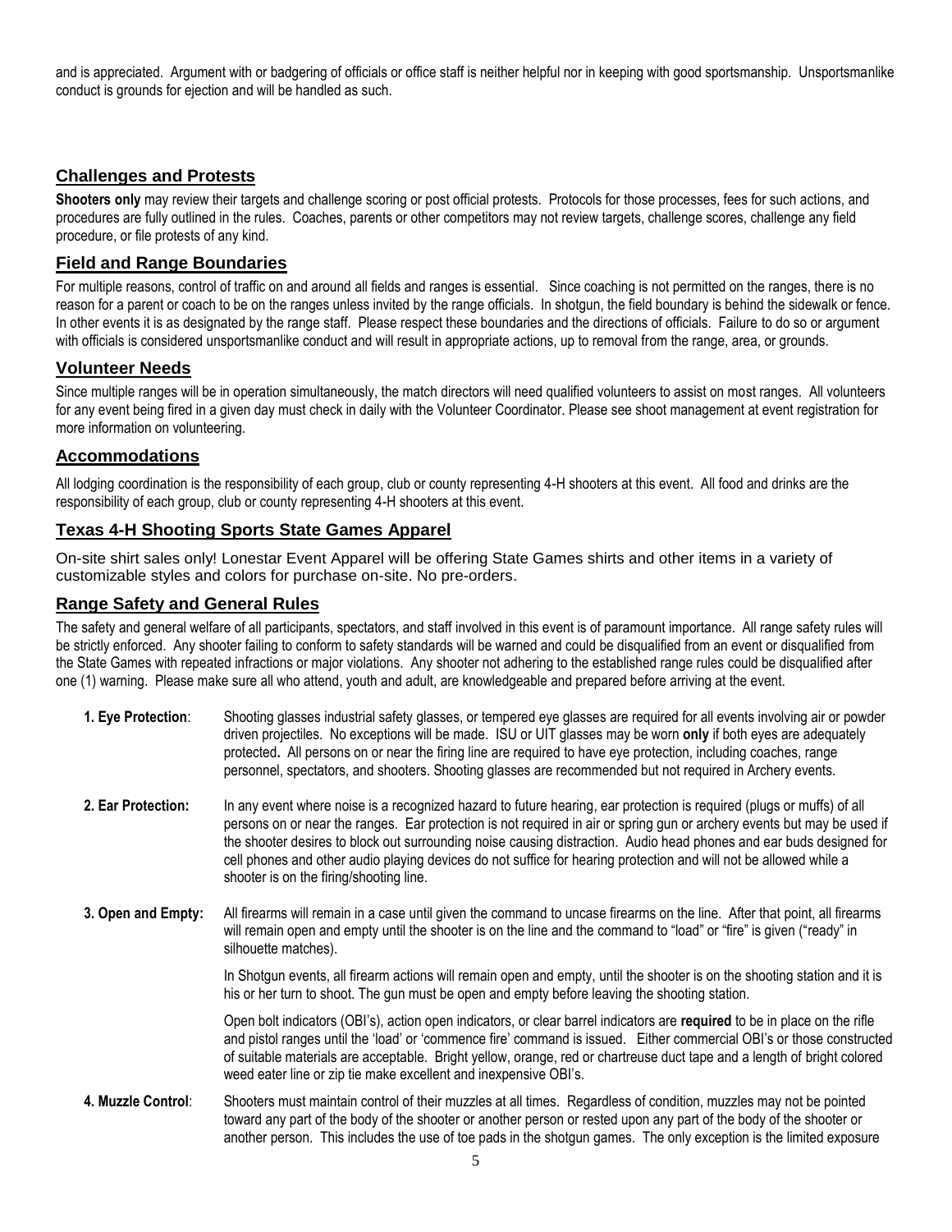and is appreciated. Argument with or badgering of officials or office staff is neither helpful nor in keeping with good sportsmanship. Unsportsmanlike conduct is grounds for ejection and will be handled as such.

## Challenges and Protests

**Shooters only** may review their targets and challenge scoring or post official protests. Protocols for those processes, fees for such actions, and procedures are fully outlined in the rules. Coaches, parents or other competitors may not review targets, challenge scores, challenge any field procedure, or file protests of any kind.

## Field and Range Boundaries

For multiple reasons, control of traffic on and around all fields and ranges is essential. Since coaching is not permitted on the ranges, there is no reason for a parent or coach to be on the ranges unless invited by the range officials. In shotgun, the field boundary is behind the sidewalk or fence. In other events it is as designated by the range staff. Please respect these boundaries and the directions of officials. Failure to do so or argument with officials is considered unsportsmanlike conduct and will result in appropriate actions, up to removal from the range, area, or grounds.

## Volunteer Needs

Since multiple ranges will be in operation simultaneously, the match directors will need qualified volunteers to assist on most ranges. All volunteers for any event being fired in a given day must check in daily with the Volunteer Coordinator. Please see shoot management at event registration for more information on volunteering.

## Accommodations

All lodging coordination is the responsibility of each group, club or county representing 4-H shooters at this event. All food and drinks are the responsibility of each group, club or county representing 4-H shooters at this event.

## Texas 4-H Shooting Sports State Games Apparel

On-site shirt sales only! Lonestar Event Apparel will be offering State Games shirts and other items in a variety of customizable styles and colors for purchase on-site. No pre-orders.

## Range Safety and General Rules

The safety and general welfare of all participants, spectators, and staff involved in this event is of paramount importance. All range safety rules will be strictly enforced. Any shooter failing to conform to safety standards will be warned and could be disqualified from an event or disqualified from the State Games with repeated infractions or major violations. Any shooter not adhering to the established range rules could be disqualified after one (1) warning. Please make sure all who attend, youth and adult, are knowledgeable and prepared before arriving at the event.

**1. Eye Protection**: Shooting glasses industrial safety glasses, or tempered eye glasses are required for all events involving air or powder driven projectiles. No exceptions will be made. ISU or UIT glasses may be worn **only** if both eyes are adequately protected**.** All persons on or near the firing line are required to have eye protection, including coaches, range personnel, spectators, and shooters. Shooting glasses are recommended but not required in Archery events.

**2. Ear Protection:** In any event where noise is a recognized hazard to future hearing, ear protection is required (plugs or muffs) of all persons on or near the ranges. Ear protection is not required in air or spring gun or archery events but may be used if the shooter desires to block out surrounding noise causing distraction. Audio head phones and ear buds designed for cell phones and other audio playing devices do not suffice for hearing protection and will not be allowed while a shooter is on the firing/shooting line.

**3. Open and Empty:** All firearms will remain in a case until given the command to uncase firearms on the line. After that point, all firearms will remain open and empty until the shooter is on the line and the command to "load" or "fire" is given ("ready" in silhouette matches).

In Shotgun events, all firearm actions will remain open and empty, until the shooter is on the shooting station and it is his or her turn to shoot. The gun must be open and empty before leaving the shooting station.

Open bolt indicators (OBI's), action open indicators, or clear barrel indicators are **required** to be in place on the rifle and pistol ranges until the 'load' or 'commence fire' command is issued. Either commercial OBI's or those constructed of suitable materials are acceptable. Bright yellow, orange, red or chartreuse duct tape and a length of bright colored weed eater line or zip tie make excellent and inexpensive OBI's.

**4. Muzzle Control**: Shooters must maintain control of their muzzles at all times. Regardless of condition, muzzles may not be pointed toward any part of the body of the shooter or another person or rested upon any part of the body of the shooter or another person. This includes the use of toe pads in the shotgun games. The only exception is the limited exposure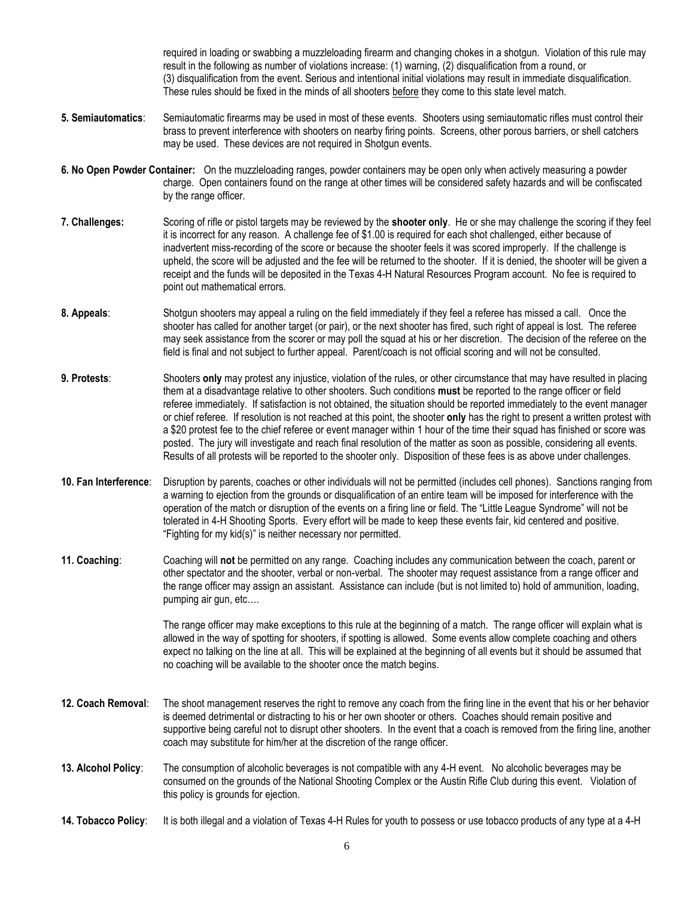required in loading or swabbing a muzzleloading firearm and changing chokes in a shotgun. Violation of this rule may result in the following as number of violations increase: (1) warning, (2) disqualification from a round, or (3) disqualification from the event. Serious and intentional initial violations may result in immediate disqualification. These rules should be fixed in the minds of all shooters before they come to this state level match.

**5. Semiautomatics**: Semiautomatic firearms may be used in most of these events. Shooters using semiautomatic rifles must control their brass to prevent interference with shooters on nearby firing points. Screens, other porous barriers, or shell catchers may be used. These devices are not required in Shotgun events.

**6. No Open Powder Container:** On the muzzleloading ranges, powder containers may be open only when actively measuring a powder charge. Open containers found on the range at other times will be considered safety hazards and will be confiscated by the range officer.

**7. Challenges:** Scoring of rifle or pistol targets may be reviewed by the **shooter only**. He or she may challenge the scoring if they feel it is incorrect for any reason. A challenge fee of $1.00 is required for each shot challenged, either because of inadvertent miss-recording of the score or because the shooter feels it was scored improperly. If the challenge is upheld, the score will be adjusted and the fee will be returned to the shooter. If it is denied, the shooter will be given a receipt and the funds will be deposited in the Texas 4-H Natural Resources Program account. No fee is required to point out mathematical errors.

**8. Appeals**: Shotgun shooters may appeal a ruling on the field immediately if they feel a referee has missed a call. Once the shooter has called for another target (or pair), or the next shooter has fired, such right of appeal is lost. The referee may seek assistance from the scorer or may poll the squad at his or her discretion. The decision of the referee on the field is final and not subject to further appeal. Parent/coach is not official scoring and will not be consulted.

**9. Protests**: Shooters **only** may protest any injustice, violation of the rules, or other circumstance that may have resulted in placing them at a disadvantage relative to other shooters. Such conditions **must** be reported to the range officer or field referee immediately. If satisfaction is not obtained, the situation should be reported immediately to the event manager or chief referee. If resolution is not reached at this point, the shooter **only** has the right to present a written protest with a $20 protest fee to the chief referee or event manager within 1 hour of the time their squad has finished or score was posted. The jury will investigate and reach final resolution of the matter as soon as possible, considering all events. Results of all protests will be reported to the shooter only. Disposition of these fees is as above under challenges.

**10. Fan Interference**: Disruption by parents, coaches or other individuals will not be permitted (includes cell phones). Sanctions ranging from a warning to ejection from the grounds or disqualification of an entire team will be imposed for interference with the operation of the match or disruption of the events on a firing line or field. The "Little League Syndrome" will not be tolerated in 4-H Shooting Sports. Every effort will be made to keep these events fair, kid centered and positive. "Fighting for my kid(s)" is neither necessary nor permitted.

**11. Coaching**: Coaching will **not** be permitted on any range. Coaching includes any communication between the coach, parent or other spectator and the shooter, verbal or non-verbal. The shooter may request assistance from a range officer and the range officer may assign an assistant. Assistance can include (but is not limited to) hold of ammunition, loading, pumping air gun, etc….

The range officer may make exceptions to this rule at the beginning of a match. The range officer will explain what is allowed in the way of spotting for shooters, if spotting is allowed. Some events allow complete coaching and others expect no talking on the line at all. This will be explained at the beginning of all events but it should be assumed that no coaching will be available to the shooter once the match begins.

**12. Coach Removal**: The shoot management reserves the right to remove any coach from the firing line in the event that his or her behavior is deemed detrimental or distracting to his or her own shooter or others. Coaches should remain positive and supportive being careful not to disrupt other shooters. In the event that a coach is removed from the firing line, another coach may substitute for him/her at the discretion of the range officer.

**13. Alcohol Policy**: The consumption of alcoholic beverages is not compatible with any 4-H event. No alcoholic beverages may be consumed on the grounds of the National Shooting Complex or the Austin Rifle Club during this event. Violation of this policy is grounds for ejection.

**14. Tobacco Policy**: It is both illegal and a violation of Texas 4-H Rules for youth to possess or use tobacco products of any type at a 4-H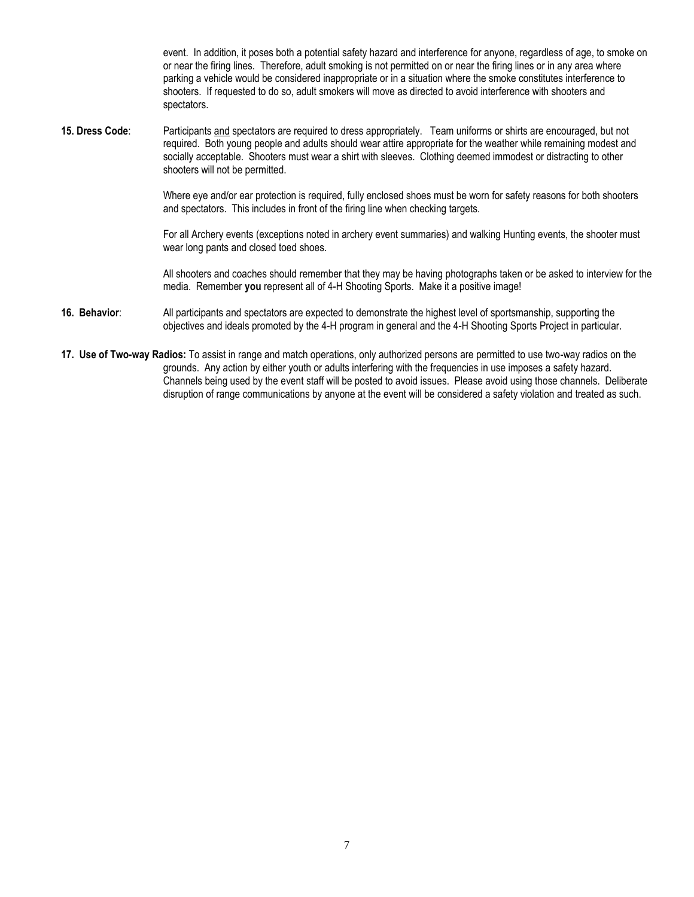event. In addition, it poses both a potential safety hazard and interference for anyone, regardless of age, to smoke on or near the firing lines. Therefore, adult smoking is not permitted on or near the firing lines or in any area where parking a vehicle would be considered inappropriate or in a situation where the smoke constitutes interference to shooters. If requested to do so, adult smokers will move as directed to avoid interference with shooters and spectators.

**15. Dress Code**: Participants <u>and</u> spectators are required to dress appropriately. Team uniforms or shirts are encouraged, but not required. Both young people and adults should wear attire appropriate for the weather while remaining modest and socially acceptable. Shooters must wear a shirt with sleeves. Clothing deemed immodest or distracting to other shooters will not be permitted.

Where eye and/or ear protection is required, fully enclosed shoes must be worn for safety reasons for both shooters and spectators. This includes in front of the firing line when checking targets.

For all Archery events (exceptions noted in archery event summaries) and walking Hunting events, the shooter must wear long pants and closed toed shoes.

All shooters and coaches should remember that they may be having photographs taken or be asked to interview for the media. Remember **you** represent all of 4-H Shooting Sports. Make it a positive image!

**16. Behavior**: All participants and spectators are expected to demonstrate the highest level of sportsmanship, supporting the objectives and ideals promoted by the 4-H program in general and the 4-H Shooting Sports Project in particular.

**17. Use of Two-way Radios:** To assist in range and match operations, only authorized persons are permitted to use two-way radios on the grounds. Any action by either youth or adults interfering with the frequencies in use imposes a safety hazard. Channels being used by the event staff will be posted to avoid issues. Please avoid using those channels. Deliberate disruption of range communications by anyone at the event will be considered a safety violation and treated as such.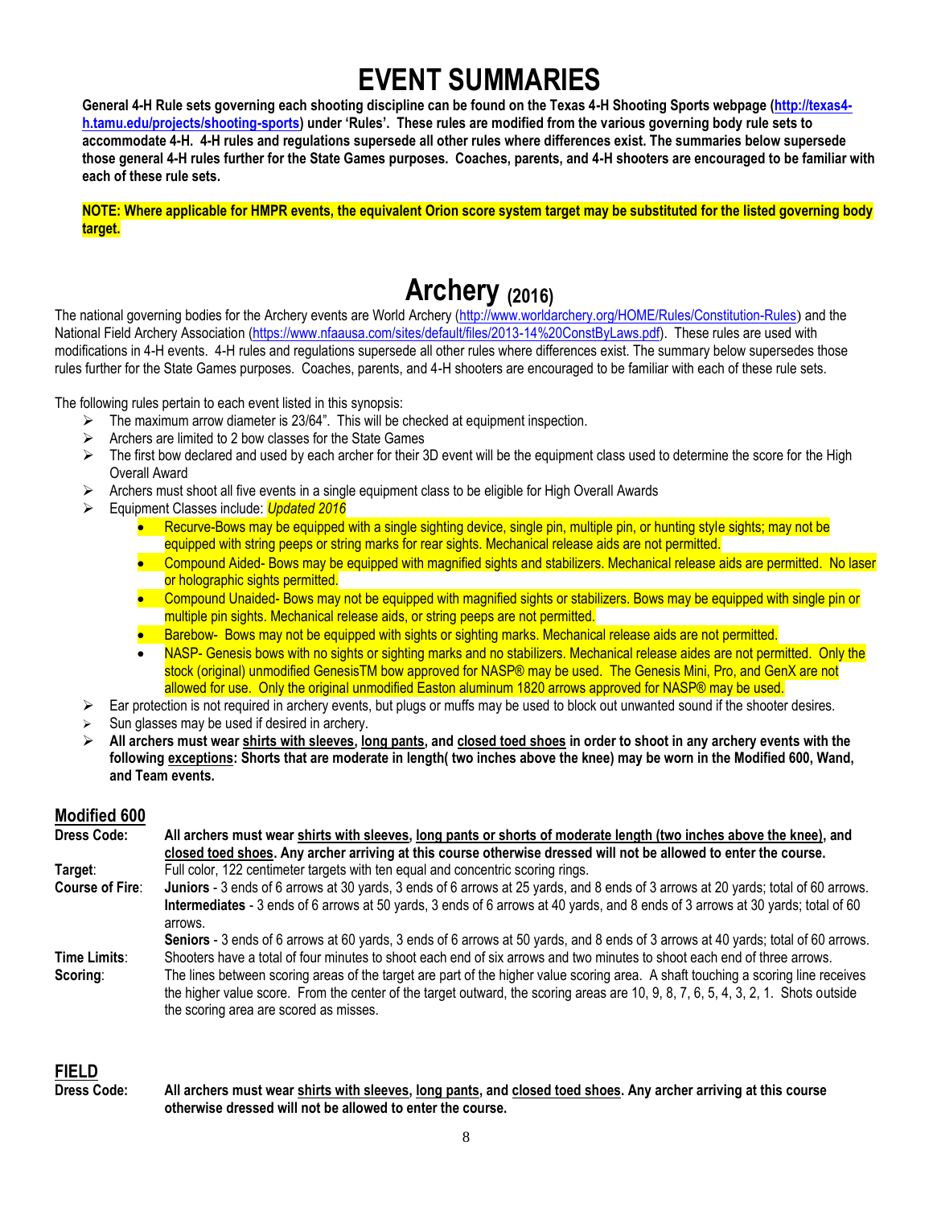# EVENT SUMMARIES

**General 4-H Rule sets governing each shooting discipline can be found on the Texas 4-H Shooting Sports webpage (http://texas4-h.tamu.edu/projects/shooting-sports) under 'Rules'. These rules are modified from the various governing body rule sets to accommodate 4-H. 4-H rules and regulations supersede all other rules where differences exist. The summaries below supersede those general 4-H rules further for the State Games purposes. Coaches, parents, and 4-H shooters are encouraged to be familiar with each of these rule sets.**

**NOTE: Where applicable for HMPR events, the equivalent Orion score system target may be substituted for the listed governing body target.**

# Archery (2016)

The national governing bodies for the Archery events are World Archery (http://www.worldarchery.org/HOME/Rules/Constitution-Rules) and the National Field Archery Association (https://www.nfaausa.com/sites/default/files/2013-14%20ConstByLaws.pdf). These rules are used with modifications in 4-H events. 4-H rules and regulations supersede all other rules where differences exist. The summary below supersedes those rules further for the State Games purposes. Coaches, parents, and 4-H shooters are encouraged to be familiar with each of these rule sets.

The following rules pertain to each event listed in this synopsis:

- The maximum arrow diameter is 23/64". This will be checked at equipment inspection.
- Archers are limited to 2 bow classes for the State Games
- The first bow declared and used by each archer for their 3D event will be the equipment class used to determine the score for the High Overall Award
- Archers must shoot all five events in a single equipment class to be eligible for High Overall Awards
- Equipment Classes include: *Updated 2016*
  - Recurve-Bows may be equipped with a single sighting device, single pin, multiple pin, or hunting style sights; may not be equipped with string peeps or string marks for rear sights. Mechanical release aids are not permitted.
  - Compound Aided- Bows may be equipped with magnified sights and stabilizers. Mechanical release aids are permitted. No laser or holographic sights permitted.
  - Compound Unaided- Bows may not be equipped with magnified sights or stabilizers. Bows may be equipped with single pin or multiple pin sights. Mechanical release aids, or string peeps are not permitted.
  - Barebow- Bows may not be equipped with sights or sighting marks. Mechanical release aids are not permitted.
  - NASP- Genesis bows with no sights or sighting marks and no stabilizers. Mechanical release aides are not permitted. Only the stock (original) unmodified GenesisTM bow approved for NASP® may be used. The Genesis Mini, Pro, and GenX are not allowed for use. Only the original unmodified Easton aluminum 1820 arrows approved for NASP® may be used.
- Ear protection is not required in archery events, but plugs or muffs may be used to block out unwanted sound if the shooter desires.
- Sun glasses may be used if desired in archery.
- **All archers must wear shirts with sleeves, long pants, and closed toed shoes in order to shoot in any archery events with the following exceptions: Shorts that are moderate in length( two inches above the knee) may be worn in the Modified 600, Wand, and Team events.**

## Modified 600

**Dress Code:** **All archers must wear shirts with sleeves, long pants or shorts of moderate length (two inches above the knee), and closed toed shoes. Any archer arriving at this course otherwise dressed will not be allowed to enter the course.**

**Target**: Full color, 122 centimeter targets with ten equal and concentric scoring rings.

**Course of Fire**: **Juniors** - 3 ends of 6 arrows at 30 yards, 3 ends of 6 arrows at 25 yards, and 8 ends of 3 arrows at 20 yards; total of 60 arrows.
**Intermediates** - 3 ends of 6 arrows at 50 yards, 3 ends of 6 arrows at 40 yards, and 8 ends of 3 arrows at 30 yards; total of 60 arrows.
**Seniors** - 3 ends of 6 arrows at 60 yards, 3 ends of 6 arrows at 50 yards, and 8 ends of 3 arrows at 40 yards; total of 60 arrows.

**Time Limits**: Shooters have a total of four minutes to shoot each end of six arrows and two minutes to shoot each end of three arrows.

**Scoring**: The lines between scoring areas of the target are part of the higher value scoring area. A shaft touching a scoring line receives the higher value score. From the center of the target outward, the scoring areas are 10, 9, 8, 7, 6, 5, 4, 3, 2, 1. Shots outside the scoring area are scored as misses.

## FIELD

**Dress Code:** **All archers must wear shirts with sleeves, long pants, and closed toed shoes. Any archer arriving at this course otherwise dressed will not be allowed to enter the course.**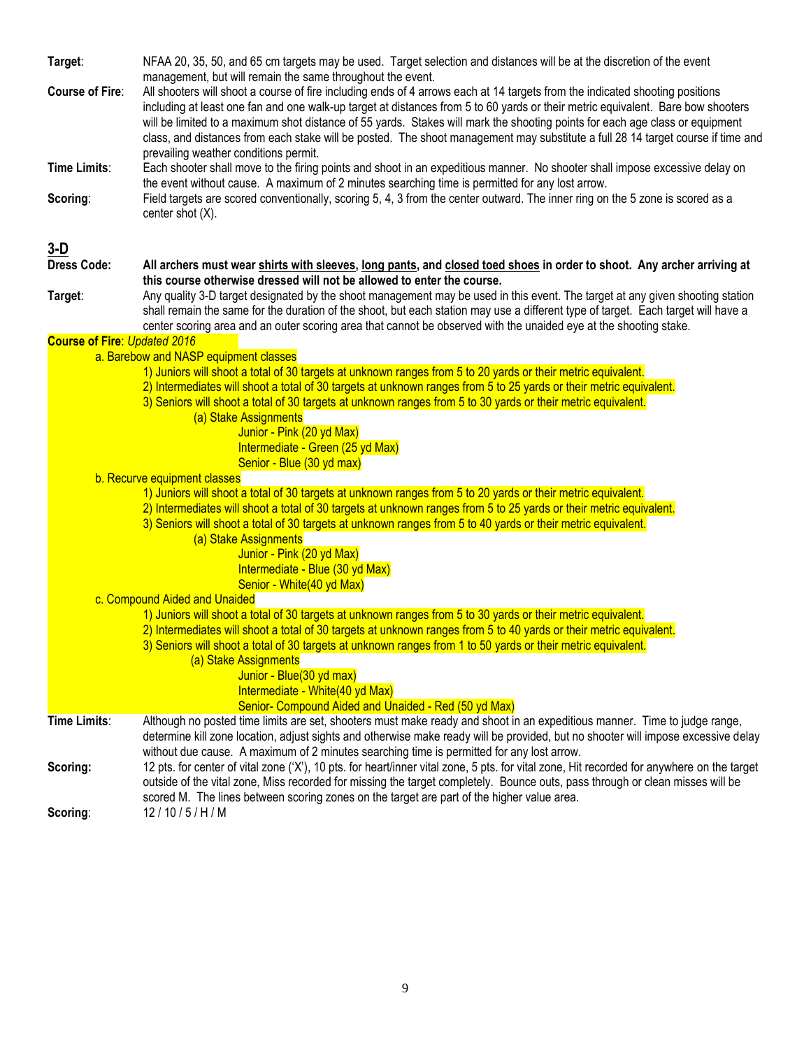**Target**: NFAA 20, 35, 50, and 65 cm targets may be used. Target selection and distances will be at the discretion of the event management, but will remain the same throughout the event.

**Course of Fire**: All shooters will shoot a course of fire including ends of 4 arrows each at 14 targets from the indicated shooting positions including at least one fan and one walk-up target at distances from 5 to 60 yards or their metric equivalent. Bare bow shooters will be limited to a maximum shot distance of 55 yards. Stakes will mark the shooting points for each age class or equipment class, and distances from each stake will be posted. The shoot management may substitute a full 28 14 target course if time and prevailing weather conditions permit.

**Time Limits**: Each shooter shall move to the firing points and shoot in an expeditious manner. No shooter shall impose excessive delay on the event without cause. A maximum of 2 minutes searching time is permitted for any lost arrow.

**Scoring**: Field targets are scored conventionally, scoring 5, 4, 3 from the center outward. The inner ring on the 5 zone is scored as a center shot (X).

## 3-D

**Dress Code**: **All archers must wear shirts with sleeves, long pants, and closed toed shoes in order to shoot. Any archer arriving at this course otherwise dressed will not be allowed to enter the course.**

**Target**: Any quality 3-D target designated by the shoot management may be used in this event. The target at any given shooting station shall remain the same for the duration of the shoot, but each station may use a different type of target. Each target will have a center scoring area and an outer scoring area that cannot be observed with the unaided eye at the shooting stake.

**Course of Fire**: *Updated 2016*

- a. Barebow and NASP equipment classes
  - 1) Juniors will shoot a total of 30 targets at unknown ranges from 5 to 20 yards or their metric equivalent.
  - 2) Intermediates will shoot a total of 30 targets at unknown ranges from 5 to 25 yards or their metric equivalent.
  - 3) Seniors will shoot a total of 30 targets at unknown ranges from 5 to 30 yards or their metric equivalent.
    - (a) Stake Assignments
      - Junior - Pink (20 yd Max)
      - Intermediate - Green (25 yd Max)
      - Senior - Blue (30 yd max)
- b. Recurve equipment classes
  - 1) Juniors will shoot a total of 30 targets at unknown ranges from 5 to 20 yards or their metric equivalent.
  - 2) Intermediates will shoot a total of 30 targets at unknown ranges from 5 to 25 yards or their metric equivalent.
  - 3) Seniors will shoot a total of 30 targets at unknown ranges from 5 to 40 yards or their metric equivalent.
    - (a) Stake Assignments
      - Junior - Pink (20 yd Max)
      - Intermediate - Blue (30 yd Max)
      - Senior - White(40 yd Max)
- c. Compound Aided and Unaided
  - 1) Juniors will shoot a total of 30 targets at unknown ranges from 5 to 30 yards or their metric equivalent.
  - 2) Intermediates will shoot a total of 30 targets at unknown ranges from 5 to 40 yards or their metric equivalent.
  - 3) Seniors will shoot a total of 30 targets at unknown ranges from 1 to 50 yards or their metric equivalent.
    - (a) Stake Assignments
      - Junior - Blue(30 yd max)
      - Intermediate - White(40 yd Max)
      - Senior- Compound Aided and Unaided - Red (50 yd Max)

**Time Limits**: Although no posted time limits are set, shooters must make ready and shoot in an expeditious manner. Time to judge range, determine kill zone location, adjust sights and otherwise make ready will be provided, but no shooter will impose excessive delay without due cause. A maximum of 2 minutes searching time is permitted for any lost arrow.

**Scoring:** 12 pts. for center of vital zone ('X'), 10 pts. for heart/inner vital zone, 5 pts. for vital zone, Hit recorded for anywhere on the target outside of the vital zone, Miss recorded for missing the target completely. Bounce outs, pass through or clean misses will be scored M. The lines between scoring zones on the target are part of the higher value area.

**Scoring**: 12 / 10 / 5 / H / M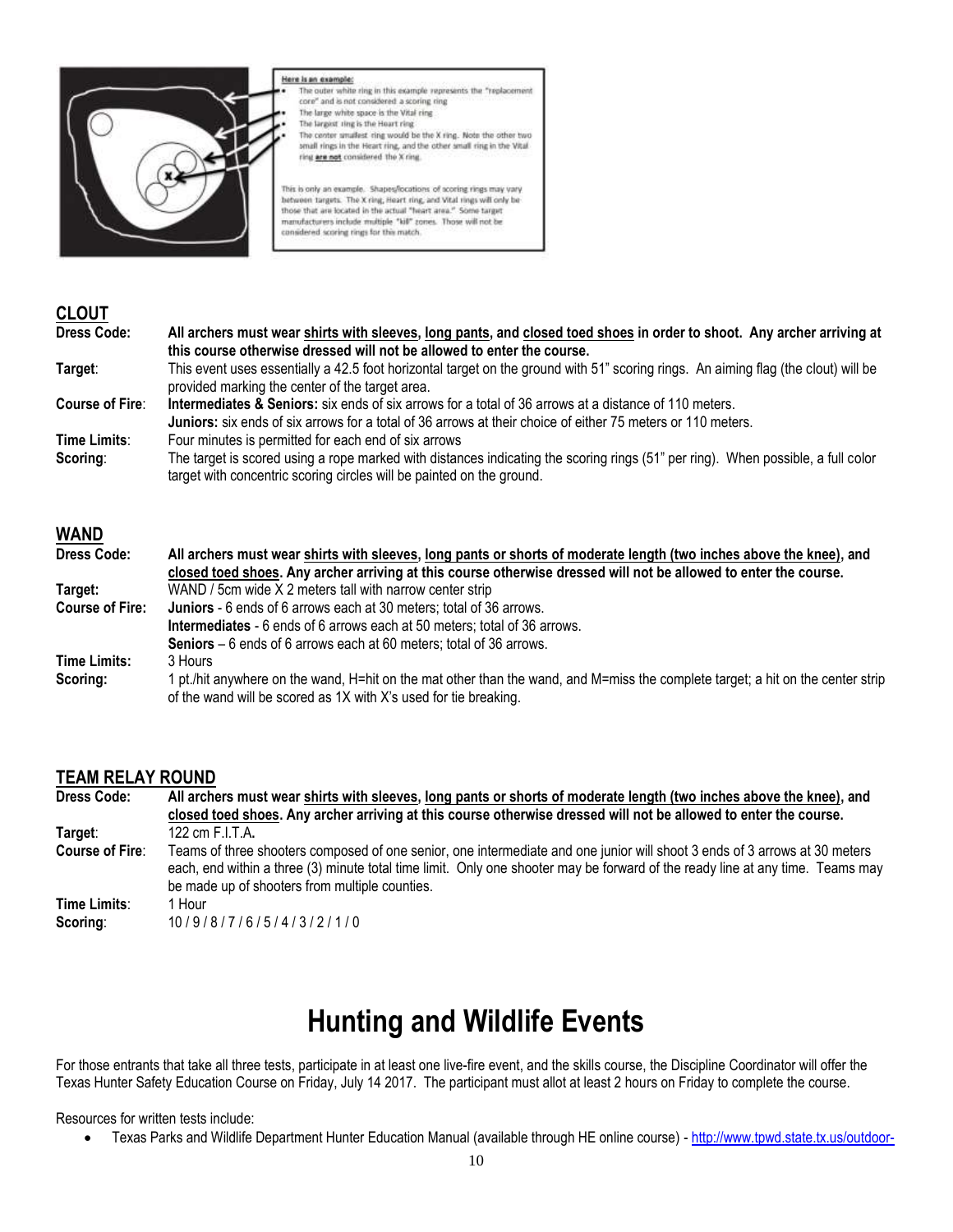Here is an example:

- The outer white ring in this example represents the "replacement core" and is not considered a scoring ring
- The large white space is the Vital ring
- The largest ring is the Heart ring
- The center smallest ring would be the X ring. Note the other two small rings in the Heart ring, and the other small ring in the Vital ring **are not** considered the X ring.

This is only an example. Shapes/locations of scoring rings may vary between targets. The X ring, Heart ring, and Vital rings will only be those that are located in the actual "heart area." Some target manufacturers include multiple "kill" zones. Those will not be considered scoring rings for this match.

## CLOUT

**Dress Code:** **All archers must wear <u>shirts with sleeves</u>, <u>long pants</u>, and <u>closed toed shoes</u> in order to shoot. Any archer arriving at this course otherwise dressed will not be allowed to enter the course.**

**Target**: This event uses essentially a 42.5 foot horizontal target on the ground with 51" scoring rings. An aiming flag (the clout) will be provided marking the center of the target area.

**Course of Fire**: **Intermediates & Seniors:** six ends of six arrows for a total of 36 arrows at a distance of 110 meters.
**Juniors:** six ends of six arrows for a total of 36 arrows at their choice of either 75 meters or 110 meters.

**Time Limits**: Four minutes is permitted for each end of six arrows

**Scoring**: The target is scored using a rope marked with distances indicating the scoring rings (51" per ring). When possible, a full color target with concentric scoring circles will be painted on the ground.

## WAND

**Dress Code:** **All archers must wear <u>shirts with sleeves</u>, <u>long pants or shorts of moderate length (two inches above the knee)</u>, and <u>closed toed shoes</u>. Any archer arriving at this course otherwise dressed will not be allowed to enter the course.**

**Target:** WAND / 5cm wide X 2 meters tall with narrow center strip

**Course of Fire:** **Juniors** - 6 ends of 6 arrows each at 30 meters; total of 36 arrows.
**Intermediates** - 6 ends of 6 arrows each at 50 meters; total of 36 arrows.
**Seniors** – 6 ends of 6 arrows each at 60 meters; total of 36 arrows.

**Time Limits:** 3 Hours

**Scoring:** 1 pt./hit anywhere on the wand, H=hit on the mat other than the wand, and M=miss the complete target; a hit on the center strip of the wand will be scored as 1X with X's used for tie breaking.

## TEAM RELAY ROUND

**Dress Code:** **All archers must wear <u>shirts with sleeves</u>, <u>long pants or shorts of moderate length (two inches above the knee)</u>, and <u>closed toed shoes</u>. Any archer arriving at this course otherwise dressed will not be allowed to enter the course.**

**Target**: 122 cm F.I.T.A**.**

**Course of Fire**: Teams of three shooters composed of one senior, one intermediate and one junior will shoot 3 ends of 3 arrows at 30 meters each, end within a three (3) minute total time limit. Only one shooter may be forward of the ready line at any time. Teams may be made up of shooters from multiple counties.

**Time Limits**: 1 Hour

**Scoring**: 10 / 9 / 8 / 7 / 6 / 5 / 4 / 3 / 2 / 1 / 0

# Hunting and Wildlife Events

For those entrants that take all three tests, participate in at least one live-fire event, and the skills course, the Discipline Coordinator will offer the Texas Hunter Safety Education Course on Friday, July 14 2017. The participant must allot at least 2 hours on Friday to complete the course.

Resources for written tests include:

- Texas Parks and Wildlife Department Hunter Education Manual (available through HE online course) - http://www.tpwd.state.tx.us/outdoor-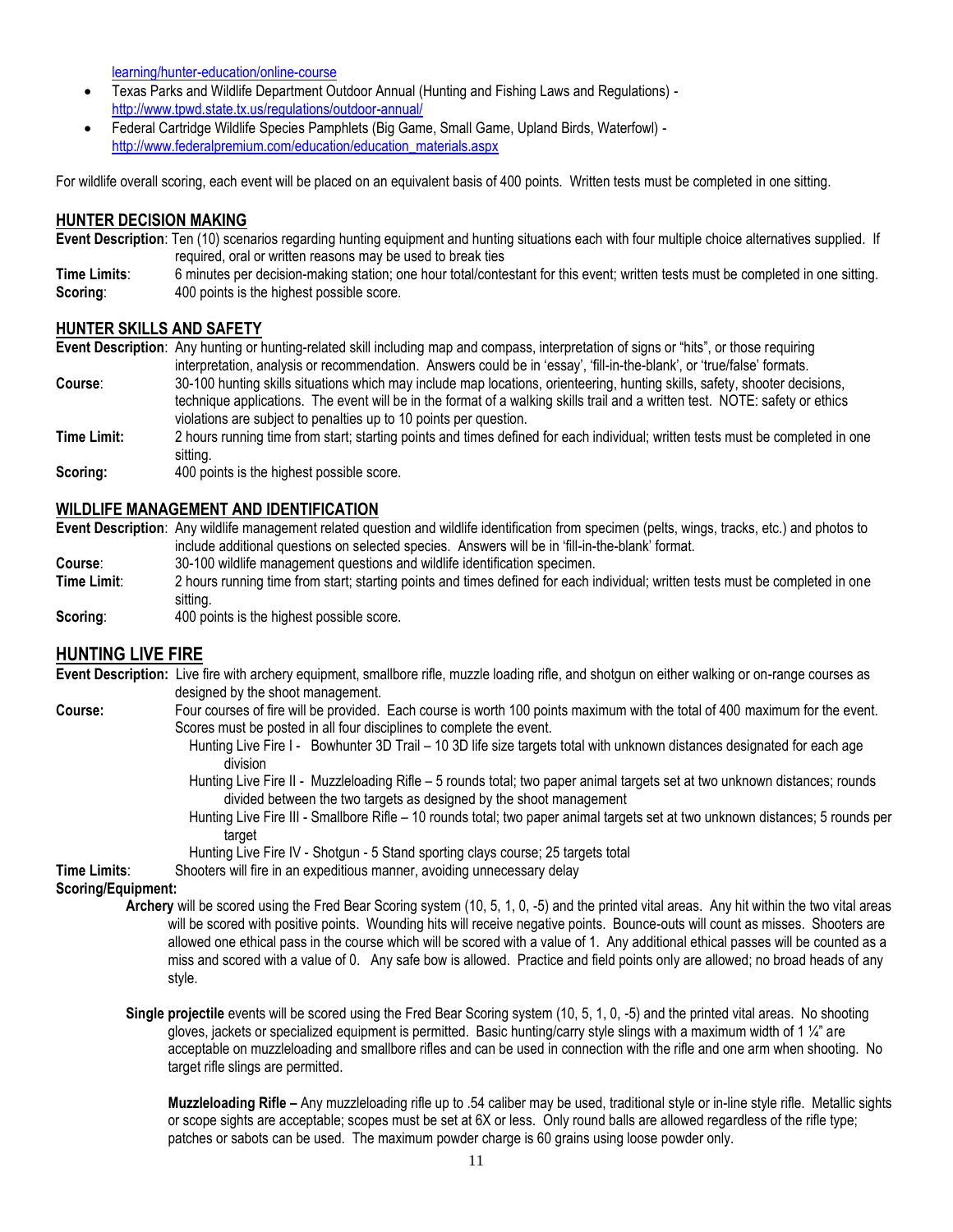learning/hunter-education/online-course

- Texas Parks and Wildlife Department Outdoor Annual (Hunting and Fishing Laws and Regulations) - http://www.tpwd.state.tx.us/regulations/outdoor-annual/
- Federal Cartridge Wildlife Species Pamphlets (Big Game, Small Game, Upland Birds, Waterfowl) - http://www.federalpremium.com/education/education_materials.aspx

For wildlife overall scoring, each event will be placed on an equivalent basis of 400 points. Written tests must be completed in one sitting.

## HUNTER DECISION MAKING

**Event Description**: Ten (10) scenarios regarding hunting equipment and hunting situations each with four multiple choice alternatives supplied. If required, oral or written reasons may be used to break ties

**Time Limits**: 6 minutes per decision-making station; one hour total/contestant for this event; written tests must be completed in one sitting.

**Scoring**: 400 points is the highest possible score.

## HUNTER SKILLS AND SAFETY

**Event Description**: Any hunting or hunting-related skill including map and compass, interpretation of signs or "hits", or those requiring interpretation, analysis or recommendation. Answers could be in 'essay', 'fill-in-the-blank', or 'true/false' formats.

**Course**: 30-100 hunting skills situations which may include map locations, orienteering, hunting skills, safety, shooter decisions, technique applications. The event will be in the format of a walking skills trail and a written test. NOTE: safety or ethics violations are subject to penalties up to 10 points per question.

**Time Limit:** 2 hours running time from start; starting points and times defined for each individual; written tests must be completed in one sitting.

**Scoring:** 400 points is the highest possible score.

## WILDLIFE MANAGEMENT AND IDENTIFICATION

**Event Description**: Any wildlife management related question and wildlife identification from specimen (pelts, wings, tracks, etc.) and photos to include additional questions on selected species. Answers will be in 'fill-in-the-blank' format.

**Course**: 30-100 wildlife management questions and wildlife identification specimen.

**Time Limit**: 2 hours running time from start; starting points and times defined for each individual; written tests must be completed in one sitting.

**Scoring**: 400 points is the highest possible score.

## HUNTING LIVE FIRE

**Event Description:** Live fire with archery equipment, smallbore rifle, muzzle loading rifle, and shotgun on either walking or on-range courses as designed by the shoot management.

**Course:** Four courses of fire will be provided. Each course is worth 100 points maximum with the total of 400 maximum for the event. Scores must be posted in all four disciplines to complete the event.

- Hunting Live Fire I - Bowhunter 3D Trail – 10 3D life size targets total with unknown distances designated for each age division
- Hunting Live Fire II - Muzzleloading Rifle – 5 rounds total; two paper animal targets set at two unknown distances; rounds divided between the two targets as designed by the shoot management
- Hunting Live Fire III - Smallbore Rifle – 10 rounds total; two paper animal targets set at two unknown distances; 5 rounds per target
- Hunting Live Fire IV - Shotgun - 5 Stand sporting clays course; 25 targets total

**Time Limits**: Shooters will fire in an expeditious manner, avoiding unnecessary delay

**Scoring/Equipment:**

**Archery** will be scored using the Fred Bear Scoring system (10, 5, 1, 0, -5) and the printed vital areas. Any hit within the two vital areas will be scored with positive points. Wounding hits will receive negative points. Bounce-outs will count as misses. Shooters are allowed one ethical pass in the course which will be scored with a value of 1. Any additional ethical passes will be counted as a miss and scored with a value of 0. Any safe bow is allowed. Practice and field points only are allowed; no broad heads of any style.

**Single projectile** events will be scored using the Fred Bear Scoring system (10, 5, 1, 0, -5) and the printed vital areas. No shooting gloves, jackets or specialized equipment is permitted. Basic hunting/carry style slings with a maximum width of 1 ¼" are acceptable on muzzleloading and smallbore rifles and can be used in connection with the rifle and one arm when shooting. No target rifle slings are permitted.

**Muzzleloading Rifle –** Any muzzleloading rifle up to .54 caliber may be used, traditional style or in-line style rifle. Metallic sights or scope sights are acceptable; scopes must be set at 6X or less. Only round balls are allowed regardless of the rifle type; patches or sabots can be used. The maximum powder charge is 60 grains using loose powder only.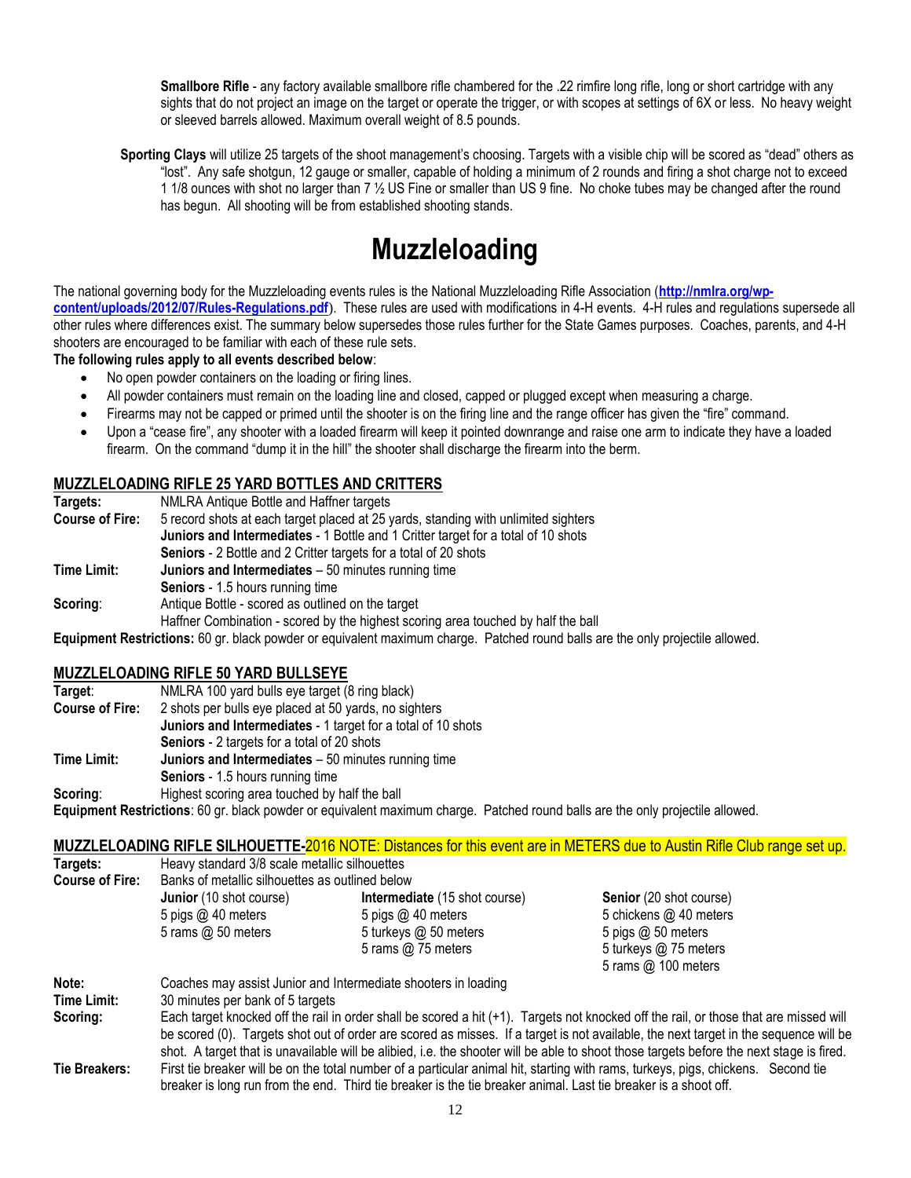**Smallbore Rifle** - any factory available smallbore rifle chambered for the .22 rimfire long rifle, long or short cartridge with any sights that do not project an image on the target or operate the trigger, or with scopes at settings of 6X or less. No heavy weight or sleeved barrels allowed. Maximum overall weight of 8.5 pounds.

**Sporting Clays** will utilize 25 targets of the shoot management's choosing. Targets with a visible chip will be scored as "dead" others as "lost". Any safe shotgun, 12 gauge or smaller, capable of holding a minimum of 2 rounds and firing a shot charge not to exceed 1 1/8 ounces with shot no larger than 7 ½ US Fine or smaller than US 9 fine. No choke tubes may be changed after the round has begun. All shooting will be from established shooting stands.

# Muzzleloading

The national governing body for the Muzzleloading events rules is the National Muzzleloading Rifle Association (**http://nmlra.org/wp-content/uploads/2012/07/Rules-Regulations.pdf**). These rules are used with modifications in 4-H events. 4-H rules and regulations supersede all other rules where differences exist. The summary below supersedes those rules further for the State Games purposes. Coaches, parents, and 4-H shooters are encouraged to be familiar with each of these rule sets.

**The following rules apply to all events described below**:

- No open powder containers on the loading or firing lines.
- All powder containers must remain on the loading line and closed, capped or plugged except when measuring a charge.
- Firearms may not be capped or primed until the shooter is on the firing line and the range officer has given the "fire" command.
- Upon a "cease fire", any shooter with a loaded firearm will keep it pointed downrange and raise one arm to indicate they have a loaded firearm. On the command "dump it in the hill" the shooter shall discharge the firearm into the berm.

## MUZZLELOADING RIFLE 25 YARD BOTTLES AND CRITTERS

**Targets:** NMLRA Antique Bottle and Haffner targets

**Course of Fire:** 5 record shots at each target placed at 25 yards, standing with unlimited sighters
**Juniors and Intermediates** - 1 Bottle and 1 Critter target for a total of 10 shots
**Seniors** - 2 Bottle and 2 Critter targets for a total of 20 shots

**Time Limit:** **Juniors and Intermediates** – 50 minutes running time
**Seniors** - 1.5 hours running time

**Scoring**: Antique Bottle - scored as outlined on the target
Haffner Combination - scored by the highest scoring area touched by half the ball

**Equipment Restrictions:** 60 gr. black powder or equivalent maximum charge. Patched round balls are the only projectile allowed.

## MUZZLELOADING RIFLE 50 YARD BULLSEYE

**Target**: NMLRA 100 yard bulls eye target (8 ring black)

**Course of Fire:** 2 shots per bulls eye placed at 50 yards, no sighters
**Juniors and Intermediates** - 1 target for a total of 10 shots
**Seniors** - 2 targets for a total of 20 shots

**Time Limit:** **Juniors and Intermediates** – 50 minutes running time
**Seniors** - 1.5 hours running time

**Scoring**: Highest scoring area touched by half the ball

**Equipment Restrictions**: 60 gr. black powder or equivalent maximum charge. Patched round balls are the only projectile allowed.

## MUZZLELOADING RIFLE SILHOUETTE-2016 NOTE: Distances for this event are in METERS due to Austin Rifle Club range set up.

**Targets:** Heavy standard 3/8 scale metallic silhouettes

**Course of Fire:** Banks of metallic silhouettes as outlined below

| **Junior** (10 shot course) | **Intermediate** (15 shot course) | **Senior** (20 shot course) |
|---|---|---|
| 5 pigs @ 40 meters | 5 pigs @ 40 meters | 5 chickens @ 40 meters |
| 5 rams @ 50 meters | 5 turkeys @ 50 meters | 5 pigs @ 50 meters |
| | 5 rams @ 75 meters | 5 turkeys @ 75 meters |
| | | 5 rams @ 100 meters |

**Note:** Coaches may assist Junior and Intermediate shooters in loading

**Time Limit:** 30 minutes per bank of 5 targets

**Scoring:** Each target knocked off the rail in order shall be scored a hit (+1). Targets not knocked off the rail, or those that are missed will be scored (0). Targets shot out of order are scored as misses. If a target is not available, the next target in the sequence will be shot. A target that is unavailable will be alibied, i.e. the shooter will be able to shoot those targets before the next stage is fired.

**Tie Breakers:** First tie breaker will be on the total number of a particular animal hit, starting with rams, turkeys, pigs, chickens. Second tie breaker is long run from the end. Third tie breaker is the tie breaker animal. Last tie breaker is a shoot off.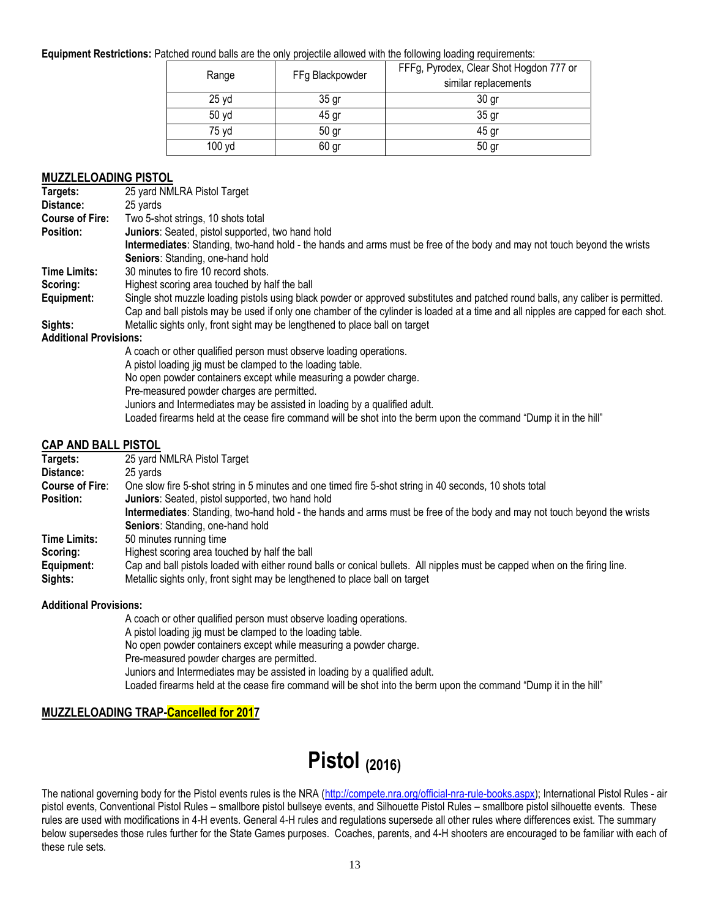**Equipment Restrictions:** Patched round balls are the only projectile allowed with the following loading requirements:

| Range | FFg Blackpowder | FFFg, Pyrodex, Clear Shot Hogdon 777 or similar replacements |
|---|---|---|
| 25 yd | 35 gr | 30 gr |
| 50 yd | 45 gr | 35 gr |
| 75 yd | 50 gr | 45 gr |
| 100 yd | 60 gr | 50 gr |

## MUZZLELOADING PISTOL

**Targets:** 25 yard NMLRA Pistol Target

**Distance:** 25 yards

**Course of Fire:** Two 5-shot strings, 10 shots total

**Position:** **Juniors**: Seated, pistol supported, two hand hold
**Intermediates**: Standing, two-hand hold - the hands and arms must be free of the body and may not touch beyond the wrists
**Seniors**: Standing, one-hand hold

**Time Limits:** 30 minutes to fire 10 record shots.

**Scoring:** Highest scoring area touched by half the ball

**Equipment:** Single shot muzzle loading pistols using black powder or approved substitutes and patched round balls, any caliber is permitted. Cap and ball pistols may be used if only one chamber of the cylinder is loaded at a time and all nipples are capped for each shot.

**Sights:** Metallic sights only, front sight may be lengthened to place ball on target

**Additional Provisions:**

A coach or other qualified person must observe loading operations.
A pistol loading jig must be clamped to the loading table.
No open powder containers except while measuring a powder charge.
Pre-measured powder charges are permitted.
Juniors and Intermediates may be assisted in loading by a qualified adult.
Loaded firearms held at the cease fire command will be shot into the berm upon the command "Dump it in the hill"

## CAP AND BALL PISTOL

**Targets:** 25 yard NMLRA Pistol Target

**Distance:** 25 yards

**Course of Fire**: One slow fire 5-shot string in 5 minutes and one timed fire 5-shot string in 40 seconds, 10 shots total

**Position:** **Juniors**: Seated, pistol supported, two hand hold
**Intermediates**: Standing, two-hand hold - the hands and arms must be free of the body and may not touch beyond the wrists
**Seniors**: Standing, one-hand hold

**Time Limits:** 50 minutes running time

**Scoring:** Highest scoring area touched by half the ball

**Equipment:** Cap and ball pistols loaded with either round balls or conical bullets. All nipples must be capped when on the firing line.

**Sights:** Metallic sights only, front sight may be lengthened to place ball on target

**Additional Provisions:**

A coach or other qualified person must observe loading operations.
A pistol loading jig must be clamped to the loading table.
No open powder containers except while measuring a powder charge.
Pre-measured powder charges are permitted.
Juniors and Intermediates may be assisted in loading by a qualified adult.
Loaded firearms held at the cease fire command will be shot into the berm upon the command "Dump it in the hill"

## MUZZLELOADING TRAP-Cancelled for 2017

# Pistol (2016)

The national governing body for the Pistol events rules is the NRA (http://compete.nra.org/official-nra-rule-books.aspx); International Pistol Rules - air pistol events, Conventional Pistol Rules – smallbore pistol bullseye events, and Silhouette Pistol Rules – smallbore pistol silhouette events. These rules are used with modifications in 4-H events. General 4-H rules and regulations supersede all other rules where differences exist. The summary below supersedes those rules further for the State Games purposes. Coaches, parents, and 4-H shooters are encouraged to be familiar with each of these rule sets.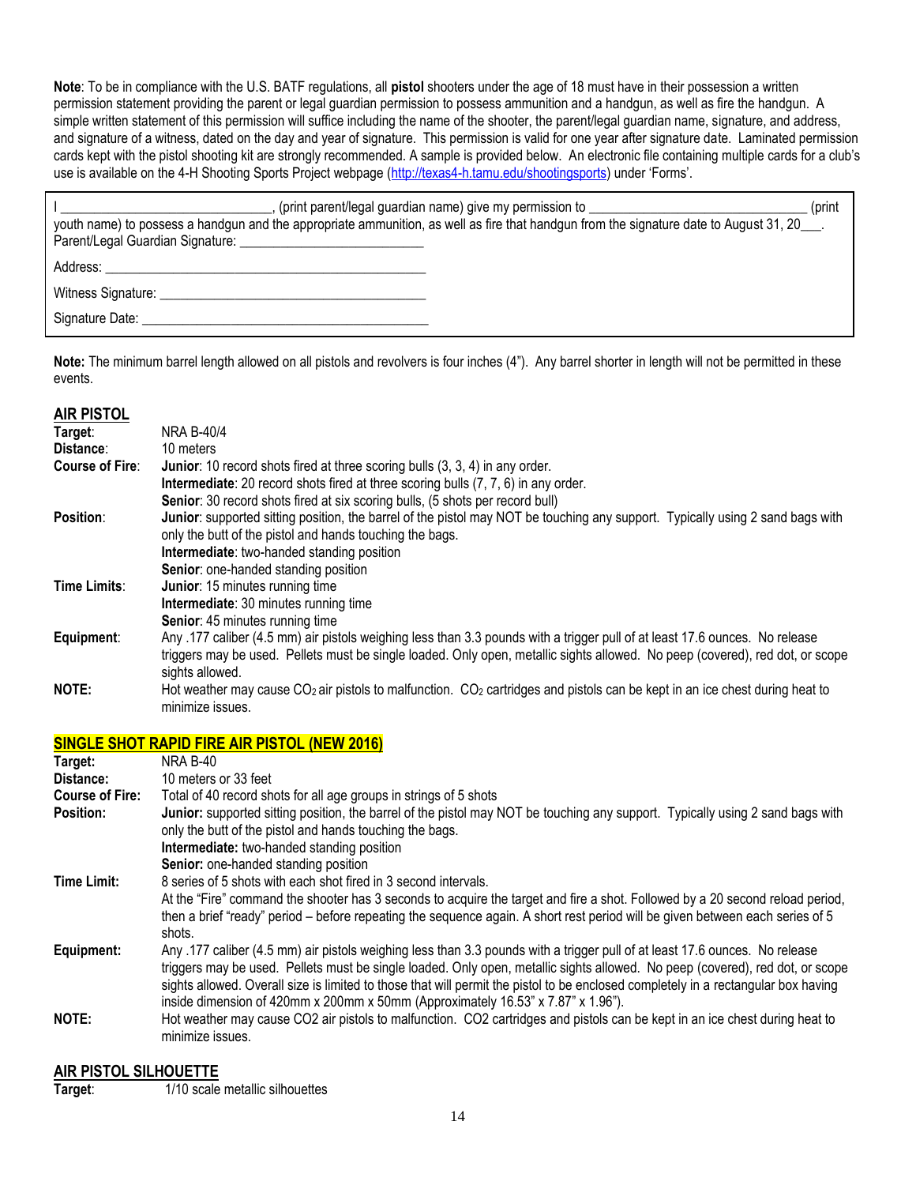**Note**: To be in compliance with the U.S. BATF regulations, all **pistol** shooters under the age of 18 must have in their possession a written permission statement providing the parent or legal guardian permission to possess ammunition and a handgun, as well as fire the handgun. A simple written statement of this permission will suffice including the name of the shooter, the parent/legal guardian name, signature, and address, and signature of a witness, dated on the day and year of signature. This permission is valid for one year after signature date. Laminated permission cards kept with the pistol shooting kit are strongly recommended. A sample is provided below. An electronic file containing multiple cards for a club's use is available on the 4-H Shooting Sports Project webpage (http://texas4-h.tamu.edu/shootingsports) under 'Forms'.

> I ______________________________, (print parent/legal guardian name) give my permission to ______________________________ (print youth name) to possess a handgun and the appropriate ammunition, as well as fire that handgun from the signature date to August 31, 20___.
> Parent/Legal Guardian Signature: __________________________
>
> Address: ______________________________________________
>
> Witness Signature: _____________________________________
>
> Signature Date: ________________________________________

**Note:** The minimum barrel length allowed on all pistols and revolvers is four inches (4"). Any barrel shorter in length will not be permitted in these events.

## AIR PISTOL

**Target**: NRA B-40/4

**Distance**: 10 meters

**Course of Fire**:
- **Junior**: 10 record shots fired at three scoring bulls (3, 3, 4) in any order.
- **Intermediate**: 20 record shots fired at three scoring bulls (7, 7, 6) in any order.
- **Senior**: 30 record shots fired at six scoring bulls, (5 shots per record bull)

**Position**:
- **Junior**: supported sitting position, the barrel of the pistol may NOT be touching any support. Typically using 2 sand bags with only the butt of the pistol and hands touching the bags.
- **Intermediate**: two-handed standing position
- **Senior**: one-handed standing position

**Time Limits**:
- **Junior**: 15 minutes running time
- **Intermediate**: 30 minutes running time
- **Senior**: 45 minutes running time

**Equipment**: Any .177 caliber (4.5 mm) air pistols weighing less than 3.3 pounds with a trigger pull of at least 17.6 ounces. No release triggers may be used. Pellets must be single loaded. Only open, metallic sights allowed. No peep (covered), red dot, or scope sights allowed.

**NOTE:** Hot weather may cause $CO_2$ air pistols to malfunction. $CO_2$ cartridges and pistols can be kept in an ice chest during heat to minimize issues.

## SINGLE SHOT RAPID FIRE AIR PISTOL (NEW 2016)

**Target:** NRA B-40

**Distance:** 10 meters or 33 feet

**Course of Fire:** Total of 40 record shots for all age groups in strings of 5 shots

**Position:**
- **Junior:** supported sitting position, the barrel of the pistol may NOT be touching any support. Typically using 2 sand bags with only the butt of the pistol and hands touching the bags.
- **Intermediate:** two-handed standing position
- **Senior:** one-handed standing position

**Time Limit:** 8 series of 5 shots with each shot fired in 3 second intervals.
At the "Fire" command the shooter has 3 seconds to acquire the target and fire a shot. Followed by a 20 second reload period, then a brief "ready" period – before repeating the sequence again. A short rest period will be given between each series of 5 shots.

**Equipment:** Any .177 caliber (4.5 mm) air pistols weighing less than 3.3 pounds with a trigger pull of at least 17.6 ounces. No release triggers may be used. Pellets must be single loaded. Only open, metallic sights allowed. No peep (covered), red dot, or scope sights allowed. Overall size is limited to those that will permit the pistol to be enclosed completely in a rectangular box having inside dimension of 420mm x 200mm x 50mm (Approximately 16.53" x 7.87" x 1.96").

**NOTE:** Hot weather may cause CO2 air pistols to malfunction. CO2 cartridges and pistols can be kept in an ice chest during heat to minimize issues.

## AIR PISTOL SILHOUETTE

**Target**: 1/10 scale metallic silhouettes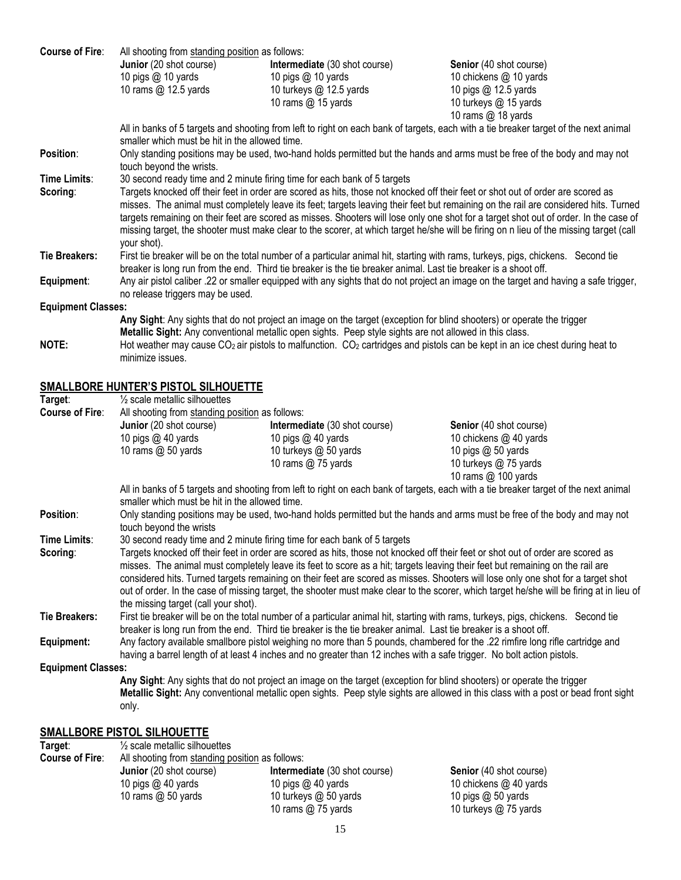**Course of Fire**: All shooting from <u>standing position</u> as follows:

| Junior (20 shot course) | Intermediate (30 shot course) | Senior (40 shot course) |
|---|---|---|
| 10 pigs @ 10 yards | 10 pigs @ 10 yards | 10 chickens @ 10 yards |
| 10 rams @ 12.5 yards | 10 turkeys @ 12.5 yards | 10 pigs @ 12.5 yards |
| | 10 rams @ 15 yards | 10 turkeys @ 15 yards |
| | | 10 rams @ 18 yards |

All in banks of 5 targets and shooting from left to right on each bank of targets, each with a tie breaker target of the next animal smaller which must be hit in the allowed time.

**Position**: Only standing positions may be used, two-hand holds permitted but the hands and arms must be free of the body and may not touch beyond the wrists.

**Time Limits**: 30 second ready time and 2 minute firing time for each bank of 5 targets

**Scoring**: Targets knocked off their feet in order are scored as hits, those not knocked off their feet or shot out of order are scored as misses. The animal must completely leave its feet; targets leaving their feet but remaining on the rail are considered hits. Turned targets remaining on their feet are scored as misses. Shooters will lose only one shot for a target shot out of order. In the case of missing target, the shooter must make clear to the scorer, at which target he/she will be firing on n lieu of the missing target (call your shot).

**Tie Breakers:** First tie breaker will be on the total number of a particular animal hit, starting with rams, turkeys, pigs, chickens. Second tie breaker is long run from the end. Third tie breaker is the tie breaker animal. Last tie breaker is a shoot off.

**Equipment**: Any air pistol caliber .22 or smaller equipped with any sights that do not project an image on the target and having a safe trigger, no release triggers may be used.

**Equipment Classes:**

**Any Sight**: Any sights that do not project an image on the target (exception for blind shooters) or operate the trigger

**Metallic Sight:** Any conventional metallic open sights. Peep style sights are not allowed in this class.

**NOTE:** Hot weather may cause $CO_2$ air pistols to malfunction. $CO_2$ cartridges and pistols can be kept in an ice chest during heat to minimize issues.

## SMALLBORE HUNTER'S PISTOL SILHOUETTE

**Target**: ½ scale metallic silhouettes

**Course of Fire**: All shooting from <u>standing position</u> as follows:

| Junior (20 shot course) | Intermediate (30 shot course) | Senior (40 shot course) |
|---|---|---|
| 10 pigs @ 40 yards | 10 pigs @ 40 yards | 10 chickens @ 40 yards |
| 10 rams @ 50 yards | 10 turkeys @ 50 yards | 10 pigs @ 50 yards |
| | 10 rams @ 75 yards | 10 turkeys @ 75 yards |
| | | 10 rams @ 100 yards |

All in banks of 5 targets and shooting from left to right on each bank of targets, each with a tie breaker target of the next animal smaller which must be hit in the allowed time.

**Position**: Only standing positions may be used, two-hand holds permitted but the hands and arms must be free of the body and may not touch beyond the wrists

**Time Limits**: 30 second ready time and 2 minute firing time for each bank of 5 targets

**Scoring**: Targets knocked off their feet in order are scored as hits, those not knocked off their feet or shot out of order are scored as misses. The animal must completely leave its feet to score as a hit; targets leaving their feet but remaining on the rail are considered hits. Turned targets remaining on their feet are scored as misses. Shooters will lose only one shot for a target shot out of order. In the case of missing target, the shooter must make clear to the scorer, which target he/she will be firing at in lieu of the missing target (call your shot).

**Tie Breakers:** First tie breaker will be on the total number of a particular animal hit, starting with rams, turkeys, pigs, chickens. Second tie breaker is long run from the end. Third tie breaker is the tie breaker animal. Last tie breaker is a shoot off.

**Equipment:** Any factory available smallbore pistol weighing no more than 5 pounds, chambered for the .22 rimfire long rifle cartridge and having a barrel length of at least 4 inches and no greater than 12 inches with a safe trigger. No bolt action pistols.

**Equipment Classes:**

**Any Sight**: Any sights that do not project an image on the target (exception for blind shooters) or operate the trigger

**Metallic Sight:** Any conventional metallic open sights. Peep style sights are allowed in this class with a post or bead front sight only.

## SMALLBORE PISTOL SILHOUETTE

**Target**: ½ scale metallic silhouettes

**Course of Fire**: All shooting from <u>standing position</u> as follows:

| Junior (20 shot course) | Intermediate (30 shot course) | Senior (40 shot course) |
|---|---|---|
| 10 pigs @ 40 yards | 10 pigs @ 40 yards | 10 chickens @ 40 yards |
| 10 rams @ 50 yards | 10 turkeys @ 50 yards | 10 pigs @ 50 yards |
| | 10 rams @ 75 yards | 10 turkeys @ 75 yards |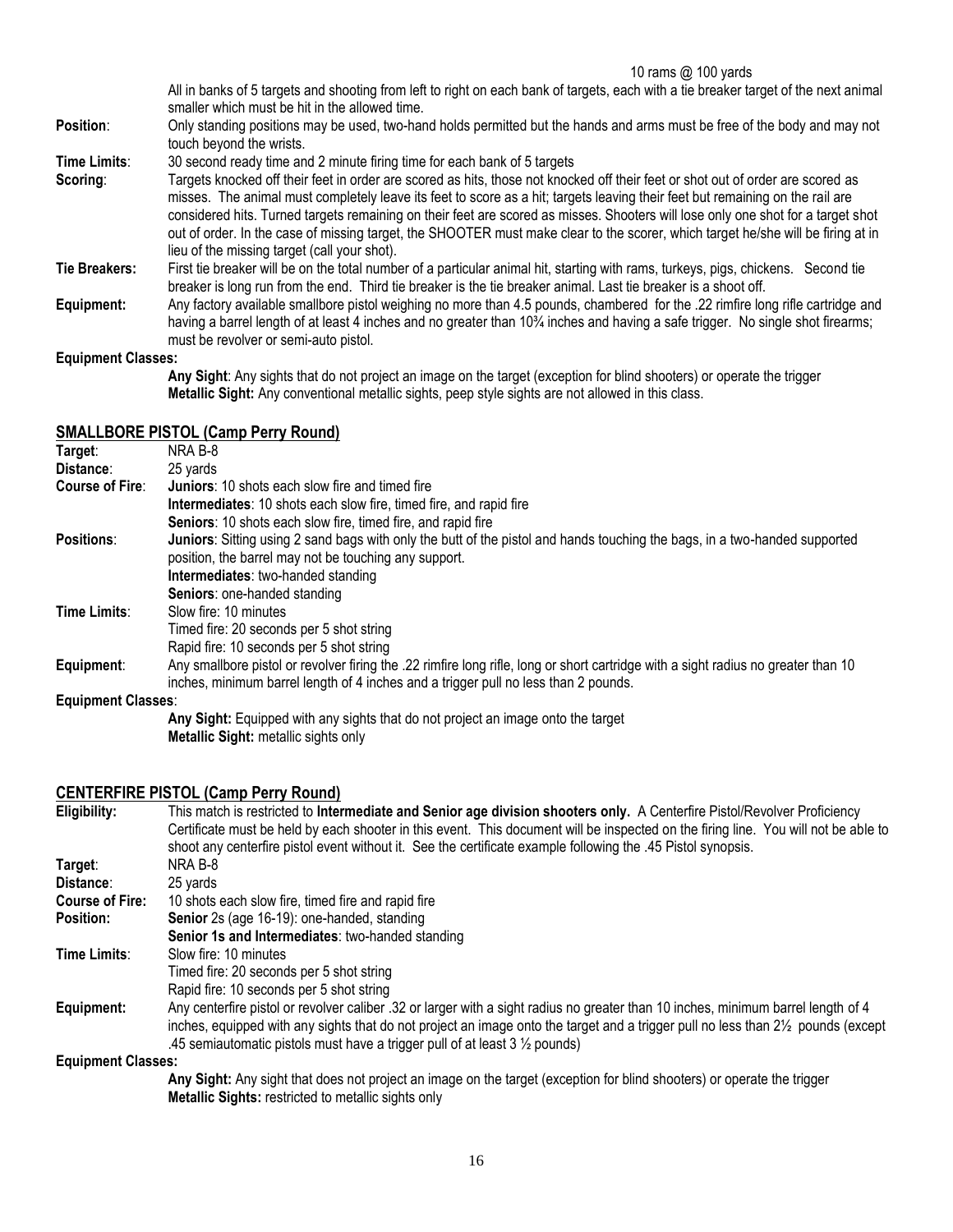10 rams @ 100 yards

All in banks of 5 targets and shooting from left to right on each bank of targets, each with a tie breaker target of the next animal smaller which must be hit in the allowed time.

**Position**: Only standing positions may be used, two-hand holds permitted but the hands and arms must be free of the body and may not touch beyond the wrists.

**Time Limits**: 30 second ready time and 2 minute firing time for each bank of 5 targets

**Scoring**: Targets knocked off their feet in order are scored as hits, those not knocked off their feet or shot out of order are scored as misses. The animal must completely leave its feet to score as a hit; targets leaving their feet but remaining on the rail are considered hits. Turned targets remaining on their feet are scored as misses. Shooters will lose only one shot for a target shot out of order. In the case of missing target, the SHOOTER must make clear to the scorer, which target he/she will be firing at in lieu of the missing target (call your shot).

**Tie Breakers:** First tie breaker will be on the total number of a particular animal hit, starting with rams, turkeys, pigs, chickens. Second tie breaker is long run from the end. Third tie breaker is the tie breaker animal. Last tie breaker is a shoot off.

**Equipment:** Any factory available smallbore pistol weighing no more than 4.5 pounds, chambered for the .22 rimfire long rifle cartridge and having a barrel length of at least 4 inches and no greater than 10¾ inches and having a safe trigger. No single shot firearms; must be revolver or semi-auto pistol.

**Equipment Classes:**

**Any Sight**: Any sights that do not project an image on the target (exception for blind shooters) or operate the trigger
**Metallic Sight:** Any conventional metallic sights, peep style sights are not allowed in this class.

## SMALLBORE PISTOL (Camp Perry Round)

**Target**: NRA B-8

**Distance**: 25 yards

**Course of Fire**:
**Juniors**: 10 shots each slow fire and timed fire
**Intermediates**: 10 shots each slow fire, timed fire, and rapid fire
**Seniors**: 10 shots each slow fire, timed fire, and rapid fire

**Positions**:
**Juniors**: Sitting using 2 sand bags with only the butt of the pistol and hands touching the bags, in a two-handed supported position, the barrel may not be touching any support.
**Intermediates**: two-handed standing
**Seniors**: one-handed standing

**Time Limits**:
Slow fire: 10 minutes
Timed fire: 20 seconds per 5 shot string
Rapid fire: 10 seconds per 5 shot string

**Equipment**: Any smallbore pistol or revolver firing the .22 rimfire long rifle, long or short cartridge with a sight radius no greater than 10 inches, minimum barrel length of 4 inches and a trigger pull no less than 2 pounds.

**Equipment Classes**:

**Any Sight:** Equipped with any sights that do not project an image onto the target
**Metallic Sight:** metallic sights only

## CENTERFIRE PISTOL (Camp Perry Round)

**Eligibility:** This match is restricted to **Intermediate and Senior age division shooters only.** A Centerfire Pistol/Revolver Proficiency Certificate must be held by each shooter in this event. This document will be inspected on the firing line. You will not be able to shoot any centerfire pistol event without it. See the certificate example following the .45 Pistol synopsis.

**Target**: NRA B-8

**Distance**: 25 yards

**Course of Fire:** 10 shots each slow fire, timed fire and rapid fire

**Position:**
**Senior** 2s (age 16-19): one-handed, standing
**Senior 1s and Intermediates**: two-handed standing

**Time Limits**:
Slow fire: 10 minutes
Timed fire: 20 seconds per 5 shot string
Rapid fire: 10 seconds per 5 shot string

**Equipment:** Any centerfire pistol or revolver caliber .32 or larger with a sight radius no greater than 10 inches, minimum barrel length of 4 inches, equipped with any sights that do not project an image onto the target and a trigger pull no less than 2½ pounds (except .45 semiautomatic pistols must have a trigger pull of at least 3 ½ pounds)

**Equipment Classes:**

**Any Sight:** Any sight that does not project an image on the target (exception for blind shooters) or operate the trigger
**Metallic Sights:** restricted to metallic sights only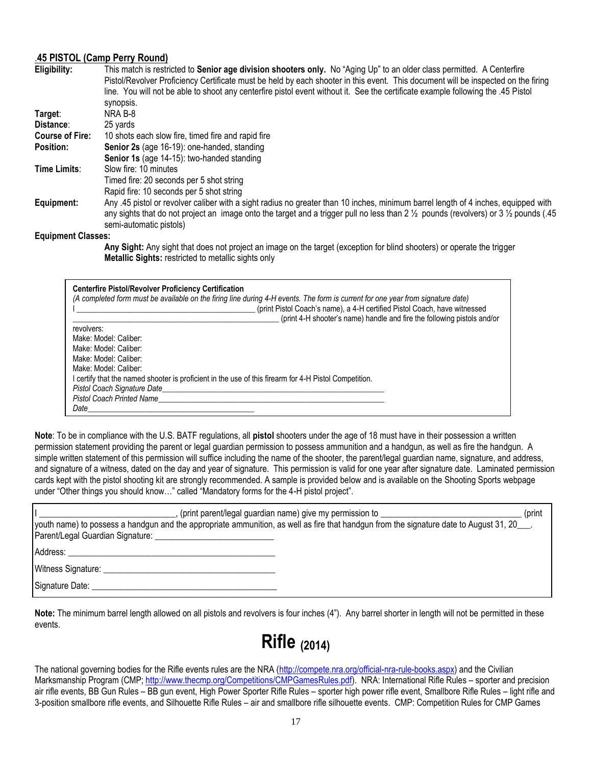## .45 PISTOL (Camp Perry Round)

**Eligibility:** This match is restricted to **Senior age division shooters only.** No "Aging Up" to an older class permitted. A Centerfire Pistol/Revolver Proficiency Certificate must be held by each shooter in this event. This document will be inspected on the firing line. You will not be able to shoot any centerfire pistol event without it. See the certificate example following the .45 Pistol synopsis.

**Target**: NRA B-8

**Distance**: 25 yards

**Course of Fire:** 10 shots each slow fire, timed fire and rapid fire

**Position:** **Senior 2s** (age 16-19): one-handed, standing
**Senior 1s** (age 14-15): two-handed standing

**Time Limits**: Slow fire: 10 minutes
Timed fire: 20 seconds per 5 shot string
Rapid fire: 10 seconds per 5 shot string

**Equipment:** Any .45 pistol or revolver caliber with a sight radius no greater than 10 inches, minimum barrel length of 4 inches, equipped with any sights that do not project an image onto the target and a trigger pull no less than 2 ½ pounds (revolvers) or 3 ½ pounds (.45 semi-automatic pistols)

**Equipment Classes:**

**Any Sight:** Any sight that does not project an image on the target (exception for blind shooters) or operate the trigger
**Metallic Sights:** restricted to metallic sights only

---

**Centerfire Pistol/Revolver Proficiency Certification**
*(A completed form must be available on the firing line during 4-H events. The form is current for one year from signature date)*
I \_\_\_\_\_\_\_\_\_\_\_\_\_\_\_\_\_\_\_\_\_\_\_\_\_\_\_\_\_\_\_\_\_\_\_\_\_\_\_\_ (print Pistol Coach's name), a 4-H certified Pistol Coach, have witnessed \_\_\_\_\_\_\_\_\_\_\_\_\_\_\_\_\_\_\_\_\_\_\_\_\_\_\_\_\_\_\_\_\_\_\_\_\_\_\_\_\_\_\_\_ (print 4-H shooter's name) handle and fire the following pistols and/or revolvers:
Make: Model: Caliber:
Make: Model: Caliber:
Make: Model: Caliber:
Make: Model: Caliber:
I certify that the named shooter is proficient in the use of this firearm for 4-H Pistol Competition.
*Pistol Coach Signature Date*\_\_\_\_\_\_\_\_\_\_\_\_\_\_\_\_\_\_\_\_\_\_\_\_\_\_\_\_\_\_\_\_\_\_\_\_\_\_\_\_\_\_\_\_
*Pistol Coach Printed Name*\_\_\_\_\_\_\_\_\_\_\_\_\_\_\_\_\_\_\_\_\_\_\_\_\_\_\_\_\_\_\_\_\_\_\_\_\_\_\_\_\_\_\_\_
*Date*\_\_\_\_\_\_\_\_\_\_\_\_\_\_\_\_\_\_\_\_\_\_\_\_\_\_\_\_\_\_\_\_\_\_\_\_

---

**Note**: To be in compliance with the U.S. BATF regulations, all **pistol** shooters under the age of 18 must have in their possession a written permission statement providing the parent or legal guardian permission to possess ammunition and a handgun, as well as fire the handgun. A simple written statement of this permission will suffice including the name of the shooter, the parent/legal guardian name, signature, and address, and signature of a witness, dated on the day and year of signature. This permission is valid for one year after signature date. Laminated permission cards kept with the pistol shooting kit are strongly recommended. A sample is provided below and is available on the Shooting Sports webpage under "Other things you should know…" called "Mandatory forms for the 4-H pistol project".

---

I \_\_\_\_\_\_\_\_\_\_\_\_\_\_\_\_\_\_\_\_\_\_\_\_\_\_\_\_, (print parent/legal guardian name) give my permission to \_\_\_\_\_\_\_\_\_\_\_\_\_\_\_\_\_\_\_\_\_\_\_\_\_\_\_\_\_\_ (print youth name) to possess a handgun and the appropriate ammunition, as well as fire that handgun from the signature date to August 31, 20\_\_\_.
Parent/Legal Guardian Signature: \_\_\_\_\_\_\_\_\_\_\_\_\_\_\_\_\_\_\_\_\_\_\_\_\_\_

Address: \_\_\_\_\_\_\_\_\_\_\_\_\_\_\_\_\_\_\_\_\_\_\_\_\_\_\_\_\_\_\_\_\_\_\_\_\_\_\_\_\_\_\_\_

Witness Signature: \_\_\_\_\_\_\_\_\_\_\_\_\_\_\_\_\_\_\_\_\_\_\_\_\_\_\_\_\_\_\_\_\_\_\_\_

Signature Date: \_\_\_\_\_\_\_\_\_\_\_\_\_\_\_\_\_\_\_\_\_\_\_\_\_\_\_\_\_\_\_\_\_\_\_\_\_\_\_\_

---

**Note:** The minimum barrel length allowed on all pistols and revolvers is four inches (4"). Any barrel shorter in length will not be permitted in these events.

# Rifle (2014)

The national governing bodies for the Rifle events rules are the NRA (http://compete.nra.org/official-nra-rule-books.aspx) and the Civilian Marksmanship Program (CMP; http://www.thecmp.org/Competitions/CMPGamesRules.pdf). NRA: International Rifle Rules – sporter and precision air rifle events, BB Gun Rules – BB gun event, High Power Sporter Rifle Rules – sporter high power rifle event, Smallbore Rifle Rules – light rifle and 3-position smallbore rifle events, and Silhouette Rifle Rules – air and smallbore rifle silhouette events. CMP: Competition Rules for CMP Games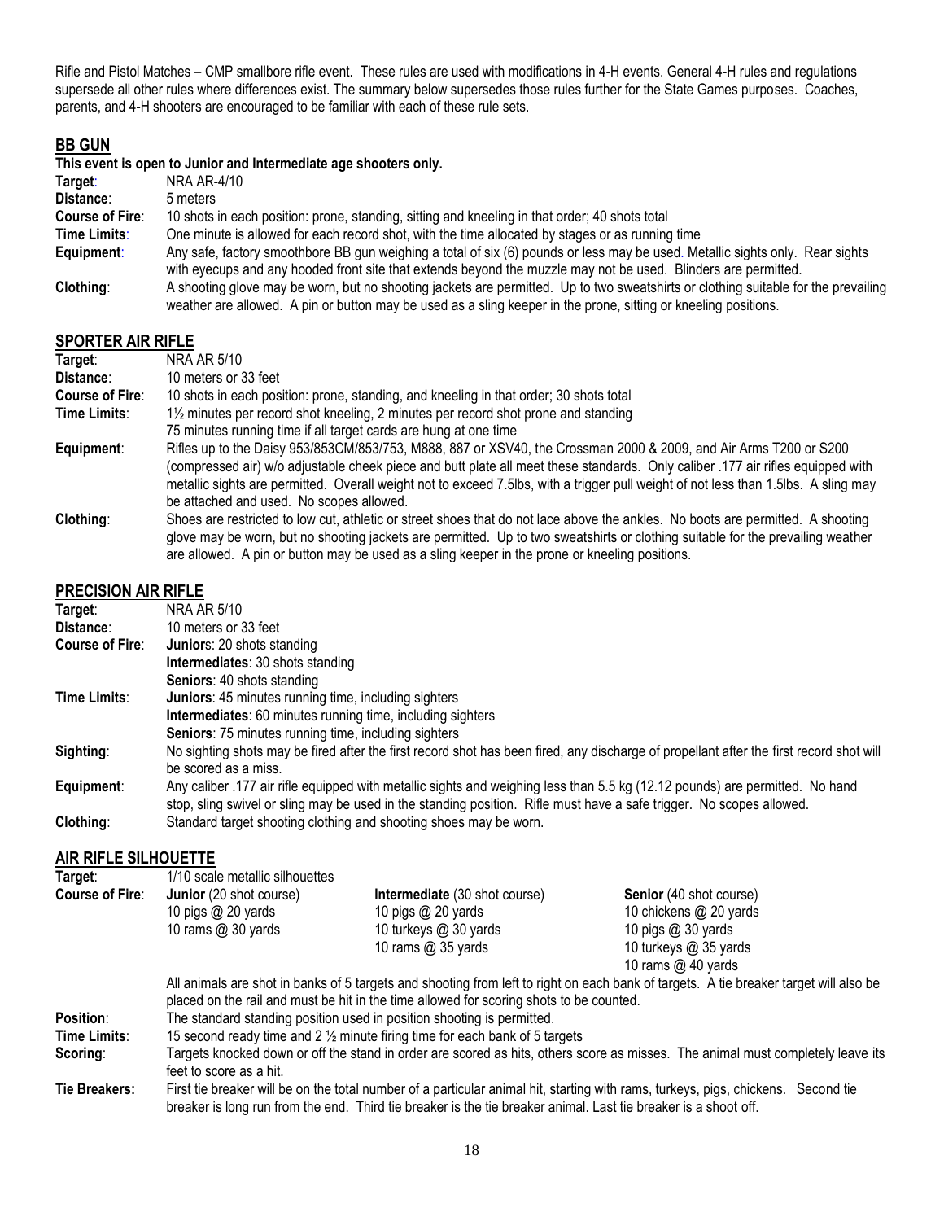Rifle and Pistol Matches – CMP smallbore rifle event. These rules are used with modifications in 4-H events. General 4-H rules and regulations supersede all other rules where differences exist. The summary below supersedes those rules further for the State Games purposes. Coaches, parents, and 4-H shooters are encouraged to be familiar with each of these rule sets.

## BB GUN

**This event is open to Junior and Intermediate age shooters only.**

**Target**: NRA AR-4/10

**Distance**: 5 meters

**Course of Fire**: 10 shots in each position: prone, standing, sitting and kneeling in that order; 40 shots total

**Time Limits**: One minute is allowed for each record shot, with the time allocated by stages or as running time

**Equipment**: Any safe, factory smoothbore BB gun weighing a total of six (6) pounds or less may be used. Metallic sights only. Rear sights with eyecups and any hooded front site that extends beyond the muzzle may not be used. Blinders are permitted.

**Clothing**: A shooting glove may be worn, but no shooting jackets are permitted. Up to two sweatshirts or clothing suitable for the prevailing weather are allowed. A pin or button may be used as a sling keeper in the prone, sitting or kneeling positions.

## SPORTER AIR RIFLE

**Target**: NRA AR 5/10

**Distance**: 10 meters or 33 feet

**Course of Fire**: 10 shots in each position: prone, standing, and kneeling in that order; 30 shots total

**Time Limits**: 1½ minutes per record shot kneeling, 2 minutes per record shot prone and standing
75 minutes running time if all target cards are hung at one time

**Equipment**: Rifles up to the Daisy 953/853CM/853/753, M888, 887 or XSV40, the Crossman 2000 & 2009, and Air Arms T200 or S200 (compressed air) w/o adjustable cheek piece and butt plate all meet these standards. Only caliber .177 air rifles equipped with metallic sights are permitted. Overall weight not to exceed 7.5lbs, with a trigger pull weight of not less than 1.5lbs. A sling may be attached and used. No scopes allowed.

**Clothing**: Shoes are restricted to low cut, athletic or street shoes that do not lace above the ankles. No boots are permitted. A shooting glove may be worn, but no shooting jackets are permitted. Up to two sweatshirts or clothing suitable for the prevailing weather are allowed. A pin or button may be used as a sling keeper in the prone or kneeling positions.

## PRECISION AIR RIFLE

**Target**: NRA AR 5/10

**Distance**: 10 meters or 33 feet

**Course of Fire**:
**Juniors**: 20 shots standing
**Intermediates**: 30 shots standing
**Seniors**: 40 shots standing

**Time Limits**:
**Juniors**: 45 minutes running time, including sighters
**Intermediates**: 60 minutes running time, including sighters
**Seniors**: 75 minutes running time, including sighters

**Sighting**: No sighting shots may be fired after the first record shot has been fired, any discharge of propellant after the first record shot will be scored as a miss.

**Equipment**: Any caliber .177 air rifle equipped with metallic sights and weighing less than 5.5 kg (12.12 pounds) are permitted. No hand stop, sling swivel or sling may be used in the standing position. Rifle must have a safe trigger. No scopes allowed.

**Clothing**: Standard target shooting clothing and shooting shoes may be worn.

## AIR RIFLE SILHOUETTE

**Target**: 1/10 scale metallic silhouettes

**Course of Fire**:

| **Junior** (20 shot course) | **Intermediate** (30 shot course) | **Senior** (40 shot course) |
|---|---|---|
| 10 pigs @ 20 yards | 10 pigs @ 20 yards | 10 chickens @ 20 yards |
| 10 rams @ 30 yards | 10 turkeys @ 30 yards | 10 pigs @ 30 yards |
| | 10 rams @ 35 yards | 10 turkeys @ 35 yards |
| | | 10 rams @ 40 yards |

All animals are shot in banks of 5 targets and shooting from left to right on each bank of targets. A tie breaker target will also be placed on the rail and must be hit in the time allowed for scoring shots to be counted.

**Position**: The standard standing position used in position shooting is permitted.

**Time Limits**: 15 second ready time and 2 ½ minute firing time for each bank of 5 targets

**Scoring**: Targets knocked down or off the stand in order are scored as hits, others score as misses. The animal must completely leave its feet to score as a hit.

**Tie Breakers:** First tie breaker will be on the total number of a particular animal hit, starting with rams, turkeys, pigs, chickens. Second tie breaker is long run from the end. Third tie breaker is the tie breaker animal. Last tie breaker is a shoot off.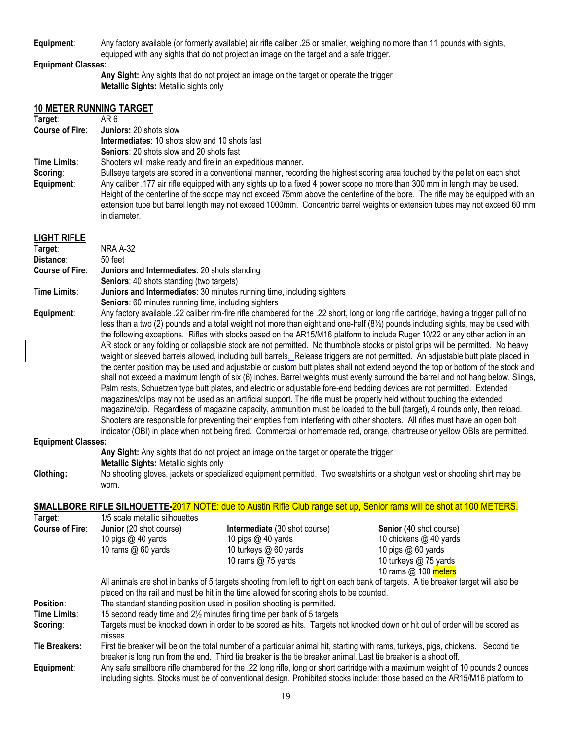**Equipment**: Any factory available (or formerly available) air rifle caliber .25 or smaller, weighing no more than 11 pounds with sights, equipped with any sights that do not project an image on the target and a safe trigger.

**Equipment Classes:**

**Any Sight:** Any sights that do not project an image on the target or operate the trigger
**Metallic Sights:** Metallic sights only

## 10 METER RUNNING TARGET

**Target**: AR 6

**Course of Fire**: **Juniors:** 20 shots slow
**Intermediates**: 10 shots slow and 10 shots fast
**Seniors**: 20 shots slow and 20 shots fast

**Time Limits**: Shooters will make ready and fire in an expeditious manner.

**Scoring**: Bullseye targets are scored in a conventional manner, recording the highest scoring area touched by the pellet on each shot

**Equipment**: Any caliber .177 air rifle equipped with any sights up to a fixed 4 power scope no more than 300 mm in length may be used. Height of the centerline of the scope may not exceed 75mm above the centerline of the bore. The rifle may be equipped with an extension tube but barrel length may not exceed 1000mm. Concentric barrel weights or extension tubes may not exceed 60 mm in diameter.

## LIGHT RIFLE

**Target**: NRA A-32

**Distance**: 50 feet

**Course of Fire**: **Juniors and Intermediates**: 20 shots standing
**Seniors**: 40 shots standing (two targets)

**Time Limits**: **Juniors and Intermediates**: 30 minutes running time, including sighters
**Seniors**: 60 minutes running time, including sighters

**Equipment**: Any factory available .22 caliber rim-fire rifle chambered for the .22 short, long or long rifle cartridge, having a trigger pull of no less than a two (2) pounds and a total weight not more than eight and one-half (8½) pounds including sights, may be used with the following exceptions. Rifles with stocks based on the AR15/M16 platform to include Ruger 10/22 or any other action in an AR stock or any folding or collapsible stock are not permitted. No thumbhole stocks or pistol grips will be permitted. No heavy weight or sleeved barrels allowed, including bull barrels. Release triggers are not permitted. An adjustable butt plate placed in the center position may be used and adjustable or custom butt plates shall not extend beyond the top or bottom of the stock and shall not exceed a maximum length of six (6) inches. Barrel weights must evenly surround the barrel and not hang below. Slings, Palm rests, Schuetzen type butt plates, and electric or adjustable fore-end bedding devices are not permitted. Extended magazines/clips may not be used as an artificial support. The rifle must be properly held without touching the extended magazine/clip. Regardless of magazine capacity, ammunition must be loaded to the bull (target), 4 rounds only, then reload. Shooters are responsible for preventing their empties from interfering with other shooters. All rifles must have an open bolt indicator (OBI) in place when not being fired. Commercial or homemade red, orange, chartreuse or yellow OBIs are permitted.

**Equipment Classes:**

**Any Sight:** Any sights that do not project an image on the target or operate the trigger
**Metallic Sights:** Metallic sights only

**Clothing:** No shooting gloves, jackets or specialized equipment permitted. Two sweatshirts or a shotgun vest or shooting shirt may be worn.

## SMALLBORE RIFLE SILHOUETTE-2017 NOTE: due to Austin Rifle Club range set up, Senior rams will be shot at 100 METERS.

**Target**: 1/5 scale metallic silhouettes

**Course of Fire**:

| **Junior** (20 shot course) | **Intermediate** (30 shot course) | **Senior** (40 shot course) |
|---|---|---|
| 10 pigs @ 40 yards | 10 pigs @ 40 yards | 10 chickens @ 40 yards |
| 10 rams @ 60 yards | 10 turkeys @ 60 yards | 10 pigs @ 60 yards |
| | 10 rams @ 75 yards | 10 turkeys @ 75 yards |
| | | 10 rams @ 100 meters |

All animals are shot in banks of 5 targets shooting from left to right on each bank of targets. A tie breaker target will also be placed on the rail and must be hit in the time allowed for scoring shots to be counted.

**Position**: The standard standing position used in position shooting is permitted.

**Time Limits**: 15 second ready time and 2½ minutes firing time per bank of 5 targets

**Scoring**: Targets must be knocked down in order to be scored as hits. Targets not knocked down or hit out of order will be scored as misses.

**Tie Breakers:** First tie breaker will be on the total number of a particular animal hit, starting with rams, turkeys, pigs, chickens. Second tie breaker is long run from the end. Third tie breaker is the tie breaker animal. Last tie breaker is a shoot off.

**Equipment**: Any safe smallbore rifle chambered for the .22 long rifle, long or short cartridge with a maximum weight of 10 pounds 2 ounces including sights. Stocks must be of conventional design. Prohibited stocks include: those based on the AR15/M16 platform to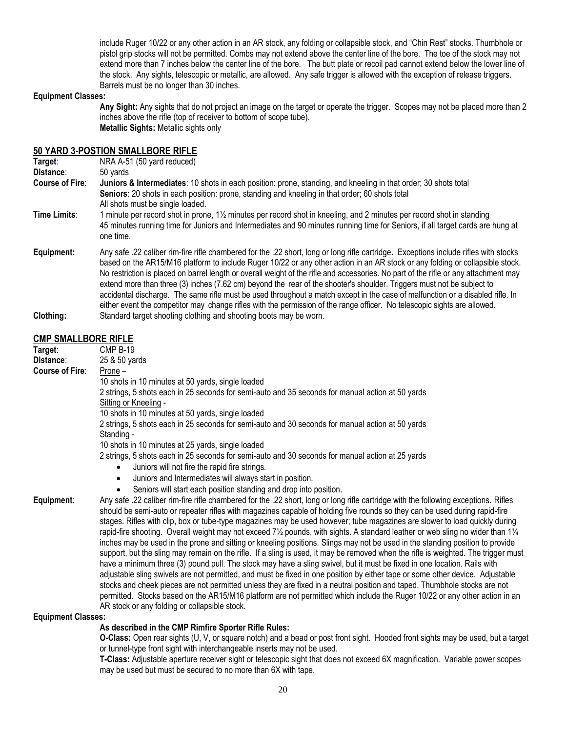include Ruger 10/22 or any other action in an AR stock, any folding or collapsible stock, and "Chin Rest" stocks. Thumbhole or pistol grip stocks will not be permitted. Combs may not extend above the center line of the bore. The toe of the stock may not extend more than 7 inches below the center line of the bore. The butt plate or recoil pad cannot extend below the lower line of the stock. Any sights, telescopic or metallic, are allowed. Any safe trigger is allowed with the exception of release triggers. Barrels must be no longer than 30 inches.

**Equipment Classes:**

**Any Sight:** Any sights that do not project an image on the target or operate the trigger. Scopes may not be placed more than 2 inches above the rifle (top of receiver to bottom of scope tube).
**Metallic Sights:** Metallic sights only

## 50 YARD 3-POSTION SMALLBORE RIFLE

**Target**: NRA A-51 (50 yard reduced)
**Distance**: 50 yards
**Course of Fire**: **Juniors & Intermediates**: 10 shots in each position: prone, standing, and kneeling in that order; 30 shots total
**Seniors**: 20 shots in each position: prone, standing and kneeling in that order; 60 shots total
All shots must be single loaded.
**Time Limits**: 1 minute per record shot in prone, 1½ minutes per record shot in kneeling, and 2 minutes per record shot in standing
45 minutes running time for Juniors and Intermediates and 90 minutes running time for Seniors, if all target cards are hung at one time.
**Equipment:** Any safe .22 caliber rim-fire rifle chambered for the .22 short, long or long rifle cartridge**.** Exceptions include rifles with stocks based on the AR15/M16 platform to include Ruger 10/22 or any other action in an AR stock or any folding or collapsible stock. No restriction is placed on barrel length or overall weight of the rifle and accessories. No part of the rifle or any attachment may extend more than three (3) inches (7.62 cm) beyond the rear of the shooter's shoulder. Triggers must not be subject to accidental discharge. The same rifle must be used throughout a match except in the case of malfunction or a disabled rifle. In either event the competitor may change rifles with the permission of the range officer. No telescopic sights are allowed.
**Clothing:** Standard target shooting clothing and shooting boots may be worn.

## CMP SMALLBORE RIFLE

**Target**: CMP B-19
**Distance**: 25 & 50 yards
**Course of Fire**: Prone –
10 shots in 10 minutes at 50 yards, single loaded
2 strings, 5 shots each in 25 seconds for semi-auto and 35 seconds for manual action at 50 yards
Sitting or Kneeling -
10 shots in 10 minutes at 50 yards, single loaded
2 strings, 5 shots each in 25 seconds for semi-auto and 30 seconds for manual action at 50 yards
Standing -
10 shots in 10 minutes at 25 yards, single loaded
2 strings, 5 shots each in 25 seconds for semi-auto and 30 seconds for manual action at 25 yards

- Juniors will not fire the rapid fire strings.
- Juniors and Intermediates will always start in position.
- Seniors will start each position standing and drop into position.

**Equipment**: Any safe .22 caliber rim-fire rifle chambered for the .22 short, long or long rifle cartridge with the following exceptions. Rifles should be semi-auto or repeater rifles with magazines capable of holding five rounds so they can be used during rapid-fire stages. Rifles with clip, box or tube-type magazines may be used however; tube magazines are slower to load quickly during rapid-fire shooting. Overall weight may not exceed 7½ pounds, with sights. A standard leather or web sling no wider than 1¼ inches may be used in the prone and sitting or kneeling positions. Slings may not be used in the standing position to provide support, but the sling may remain on the rifle. If a sling is used, it may be removed when the rifle is weighted. The trigger must have a minimum three (3) pound pull. The stock may have a sling swivel, but it must be fixed in one location. Rails with adjustable sling swivels are not permitted, and must be fixed in one position by either tape or some other device. Adjustable stocks and cheek pieces are not permitted unless they are fixed in a neutral position and taped. Thumbhole stocks are not permitted. Stocks based on the AR15/M16 platform are not permitted which include the Ruger 10/22 or any other action in an AR stock or any folding or collapsible stock.

**Equipment Classes:**

**As described in the CMP Rimfire Sporter Rifle Rules:**

**O-Class:** Open rear sights (U, V, or square notch) and a bead or post front sight. Hooded front sights may be used, but a target or tunnel-type front sight with interchangeable inserts may not be used.

**T-Class:** Adjustable aperture receiver sight or telescopic sight that does not exceed 6X magnification. Variable power scopes may be used but must be secured to no more than 6X with tape.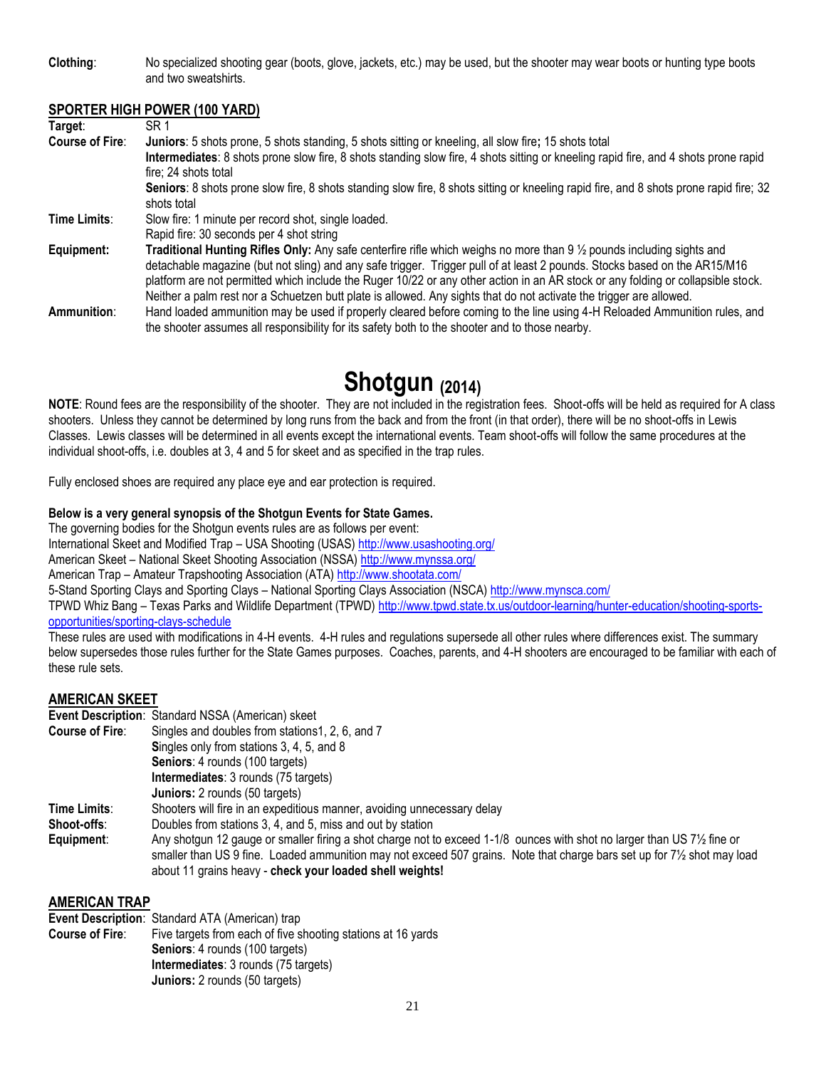**Clothing**: No specialized shooting gear (boots, glove, jackets, etc.) may be used, but the shooter may wear boots or hunting type boots and two sweatshirts.

## SPORTER HIGH POWER (100 YARD)

**Target**: SR 1

**Course of Fire**: **Juniors**: 5 shots prone, 5 shots standing, 5 shots sitting or kneeling, all slow fire**;** 15 shots total
**Intermediates**: 8 shots prone slow fire, 8 shots standing slow fire, 4 shots sitting or kneeling rapid fire, and 4 shots prone rapid fire; 24 shots total
**Seniors**: 8 shots prone slow fire, 8 shots standing slow fire, 8 shots sitting or kneeling rapid fire, and 8 shots prone rapid fire; 32 shots total

**Time Limits**: Slow fire: 1 minute per record shot, single loaded.
Rapid fire: 30 seconds per 4 shot string

**Equipment:** **Traditional Hunting Rifles Only:** Any safe centerfire rifle which weighs no more than 9 ½ pounds including sights and detachable magazine (but not sling) and any safe trigger. Trigger pull of at least 2 pounds. Stocks based on the AR15/M16 platform are not permitted which include the Ruger 10/22 or any other action in an AR stock or any folding or collapsible stock. Neither a palm rest nor a Schuetzen butt plate is allowed. Any sights that do not activate the trigger are allowed.

**Ammunition**: Hand loaded ammunition may be used if properly cleared before coming to the line using 4-H Reloaded Ammunition rules, and the shooter assumes all responsibility for its safety both to the shooter and to those nearby.

# Shotgun (2014)

**NOTE**: Round fees are the responsibility of the shooter. They are not included in the registration fees. Shoot-offs will be held as required for A class shooters. Unless they cannot be determined by long runs from the back and from the front (in that order), there will be no shoot-offs in Lewis Classes. Lewis classes will be determined in all events except the international events. Team shoot-offs will follow the same procedures at the individual shoot-offs, i.e. doubles at 3, 4 and 5 for skeet and as specified in the trap rules.

Fully enclosed shoes are required any place eye and ear protection is required.

**Below is a very general synopsis of the Shotgun Events for State Games.**
The governing bodies for the Shotgun events rules are as follows per event:
International Skeet and Modified Trap – USA Shooting (USAS) http://www.usashooting.org/
American Skeet – National Skeet Shooting Association (NSSA) http://www.mynssa.org/
American Trap – Amateur Trapshooting Association (ATA) http://www.shootata.com/
5-Stand Sporting Clays and Sporting Clays – National Sporting Clays Association (NSCA) http://www.mynsca.com/
TPWD Whiz Bang – Texas Parks and Wildlife Department (TPWD) http://www.tpwd.state.tx.us/outdoor-learning/hunter-education/shooting-sports-opportunities/sporting-clays-schedule
These rules are used with modifications in 4-H events. 4-H rules and regulations supersede all other rules where differences exist. The summary below supersedes those rules further for the State Games purposes. Coaches, parents, and 4-H shooters are encouraged to be familiar with each of these rule sets.

## AMERICAN SKEET

**Event Description**: Standard NSSA (American) skeet

**Course of Fire**: Singles and doubles from stations1, 2, 6, and 7
**S**ingles only from stations 3, 4, 5, and 8
**Seniors**: 4 rounds (100 targets)
**Intermediates**: 3 rounds (75 targets)
**Juniors:** 2 rounds (50 targets)

**Time Limits**: Shooters will fire in an expeditious manner, avoiding unnecessary delay

**Shoot-offs**: Doubles from stations 3, 4, and 5, miss and out by station

**Equipment**: Any shotgun 12 gauge or smaller firing a shot charge not to exceed 1-1/8 ounces with shot no larger than US 7½ fine or smaller than US 9 fine. Loaded ammunition may not exceed 507 grains. Note that charge bars set up for 7½ shot may load about 11 grains heavy - **check your loaded shell weights!**

## AMERICAN TRAP

**Event Description**: Standard ATA (American) trap

**Course of Fire**: Five targets from each of five shooting stations at 16 yards
**Seniors**: 4 rounds (100 targets)
**Intermediates**: 3 rounds (75 targets)
**Juniors:** 2 rounds (50 targets)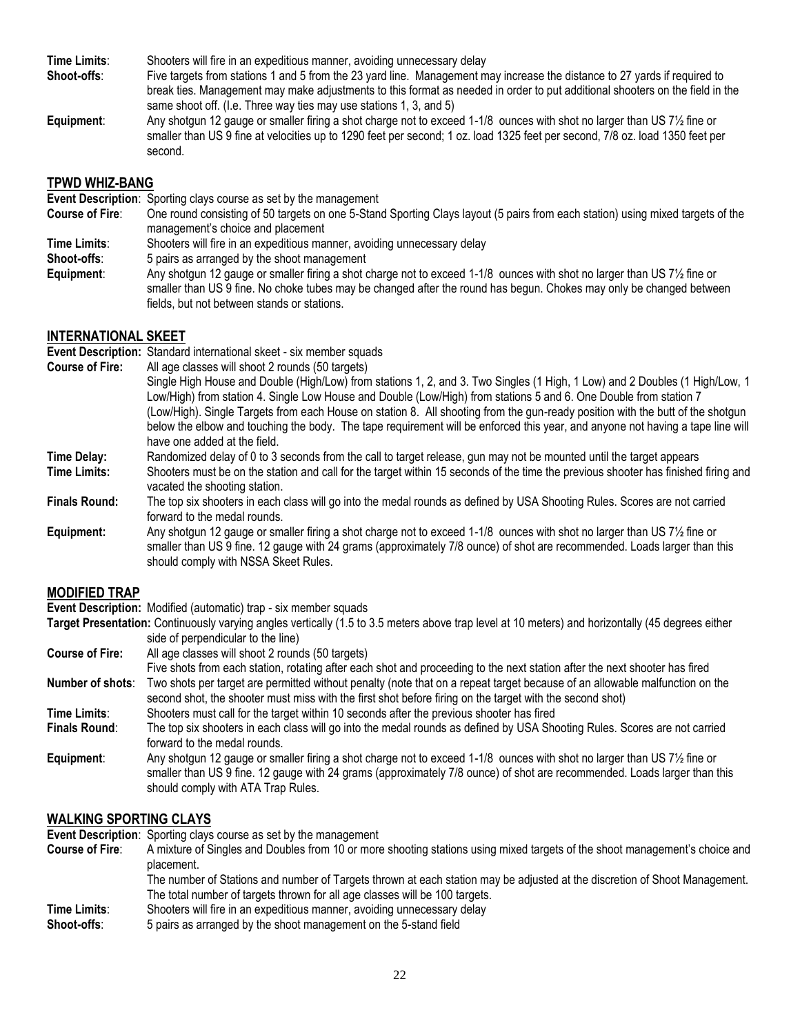**Time Limits**: Shooters will fire in an expeditious manner, avoiding unnecessary delay

**Shoot-offs**: Five targets from stations 1 and 5 from the 23 yard line. Management may increase the distance to 27 yards if required to break ties. Management may make adjustments to this format as needed in order to put additional shooters on the field in the same shoot off. (I.e. Three way ties may use stations 1, 3, and 5)

**Equipment**: Any shotgun 12 gauge or smaller firing a shot charge not to exceed 1-1/8 ounces with shot no larger than US 7½ fine or smaller than US 9 fine at velocities up to 1290 feet per second; 1 oz. load 1325 feet per second, 7/8 oz. load 1350 feet per second.

## TPWD WHIZ-BANG

**Event Description**: Sporting clays course as set by the management

**Course of Fire**: One round consisting of 50 targets on one 5-Stand Sporting Clays layout (5 pairs from each station) using mixed targets of the management's choice and placement

**Time Limits**: Shooters will fire in an expeditious manner, avoiding unnecessary delay

**Shoot-offs**: 5 pairs as arranged by the shoot management

**Equipment**: Any shotgun 12 gauge or smaller firing a shot charge not to exceed 1-1/8 ounces with shot no larger than US 7½ fine or smaller than US 9 fine. No choke tubes may be changed after the round has begun. Chokes may only be changed between fields, but not between stands or stations.

## INTERNATIONAL SKEET

**Event Description:** Standard international skeet - six member squads

**Course of Fire:** All age classes will shoot 2 rounds (50 targets)

Single High House and Double (High/Low) from stations 1, 2, and 3. Two Singles (1 High, 1 Low) and 2 Doubles (1 High/Low, 1 Low/High) from station 4. Single Low House and Double (Low/High) from stations 5 and 6. One Double from station 7 (Low/High). Single Targets from each House on station 8. All shooting from the gun-ready position with the butt of the shotgun below the elbow and touching the body. The tape requirement will be enforced this year, and anyone not having a tape line will have one added at the field.

**Time Delay:** Randomized delay of 0 to 3 seconds from the call to target release, gun may not be mounted until the target appears

**Time Limits:** Shooters must be on the station and call for the target within 15 seconds of the time the previous shooter has finished firing and vacated the shooting station.

**Finals Round:** The top six shooters in each class will go into the medal rounds as defined by USA Shooting Rules. Scores are not carried forward to the medal rounds.

**Equipment:** Any shotgun 12 gauge or smaller firing a shot charge not to exceed 1-1/8 ounces with shot no larger than US 7½ fine or smaller than US 9 fine. 12 gauge with 24 grams (approximately 7/8 ounce) of shot are recommended. Loads larger than this should comply with NSSA Skeet Rules.

## MODIFIED TRAP

**Event Description:** Modified (automatic) trap - six member squads

**Target Presentation:** Continuously varying angles vertically (1.5 to 3.5 meters above trap level at 10 meters) and horizontally (45 degrees either side of perpendicular to the line)

**Course of Fire:** All age classes will shoot 2 rounds (50 targets)

Five shots from each station, rotating after each shot and proceeding to the next station after the next shooter has fired

**Number of shots**: Two shots per target are permitted without penalty (note that on a repeat target because of an allowable malfunction on the second shot, the shooter must miss with the first shot before firing on the target with the second shot)

**Time Limits**: Shooters must call for the target within 10 seconds after the previous shooter has fired

**Finals Round**: The top six shooters in each class will go into the medal rounds as defined by USA Shooting Rules. Scores are not carried forward to the medal rounds.

**Equipment**: Any shotgun 12 gauge or smaller firing a shot charge not to exceed 1-1/8 ounces with shot no larger than US 7½ fine or smaller than US 9 fine. 12 gauge with 24 grams (approximately 7/8 ounce) of shot are recommended. Loads larger than this should comply with ATA Trap Rules.

## WALKING SPORTING CLAYS

**Event Description**: Sporting clays course as set by the management

**Course of Fire**: A mixture of Singles and Doubles from 10 or more shooting stations using mixed targets of the shoot management's choice and placement.

The number of Stations and number of Targets thrown at each station may be adjusted at the discretion of Shoot Management. The total number of targets thrown for all age classes will be 100 targets.

**Time Limits**: Shooters will fire in an expeditious manner, avoiding unnecessary delay

**Shoot-offs**: 5 pairs as arranged by the shoot management on the 5-stand field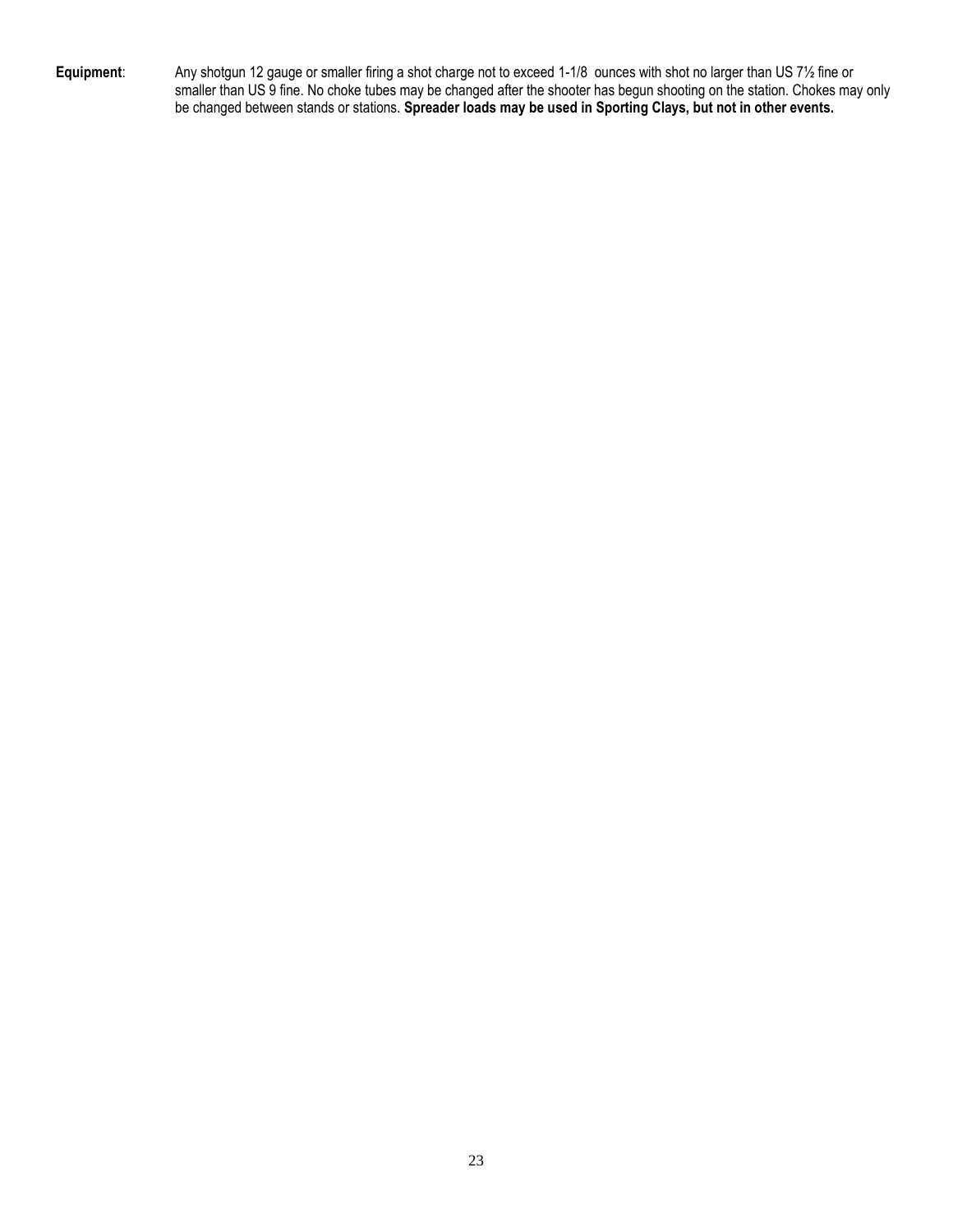**Equipment**: Any shotgun 12 gauge or smaller firing a shot charge not to exceed 1-1/8 ounces with shot no larger than US 7½ fine or smaller than US 9 fine. No choke tubes may be changed after the shooter has begun shooting on the station. Chokes may only be changed between stands or stations. **Spreader loads may be used in Sporting Clays, but not in other events.**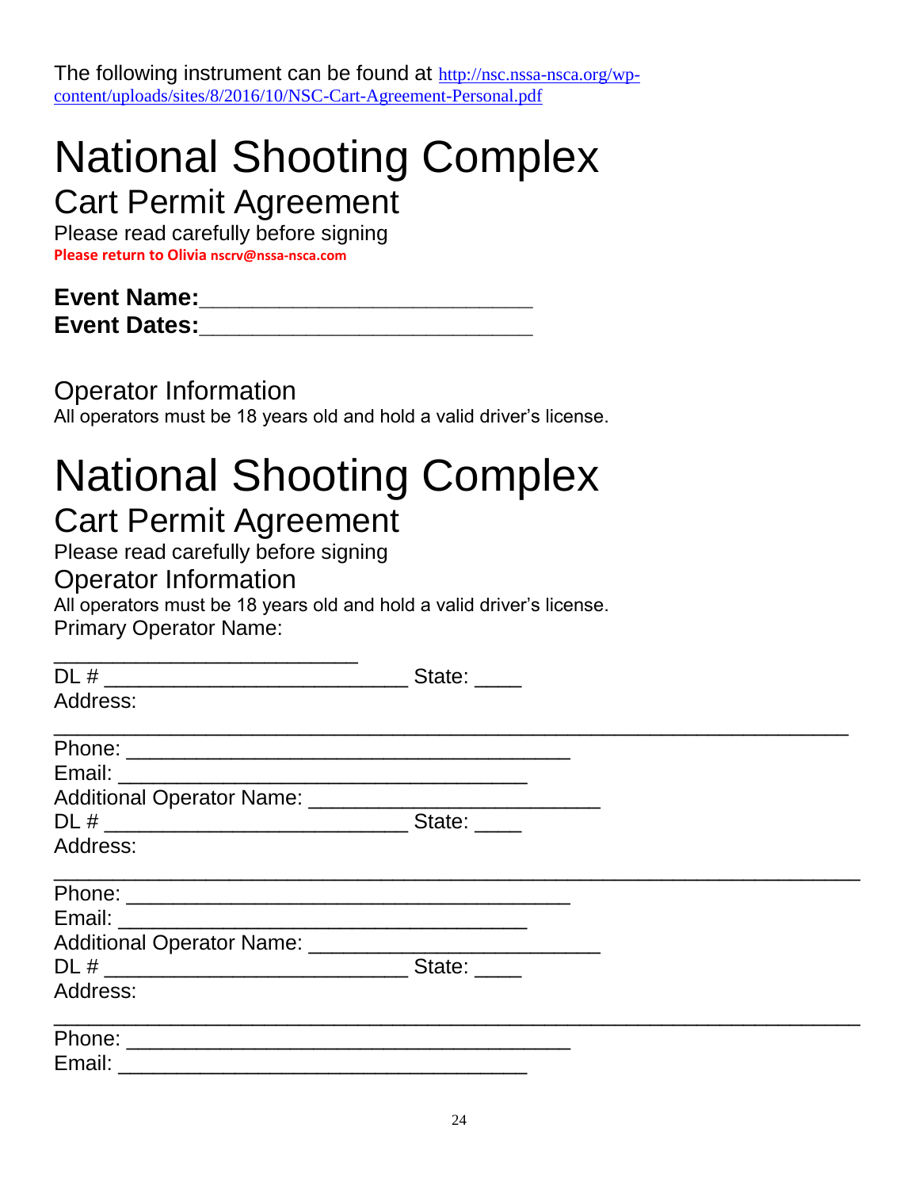The following instrument can be found at http://nsc.nssa-nsca.org/wp-content/uploads/sites/8/2016/10/NSC-Cart-Agreement-Personal.pdf

# National Shooting Complex

## Cart Permit Agreement

Please read carefully before signing

**Please return to Olivia nscrv@nssa-nsca.com**

**Event Name:**___________________________

**Event Dates:**___________________________

### Operator Information

All operators must be 18 years old and hold a valid driver's license.

# National Shooting Complex

## Cart Permit Agreement

Please read carefully before signing

### Operator Information

All operators must be 18 years old and hold a valid driver's license.

Primary Operator Name:

_________________________

DL # _________________________ State: ____

Address:

_________________________________________________________________

Phone: ____________________________________

Email: _________________________________

Additional Operator Name: _______________________

DL # _________________________ State: ____

Address:

__________________________________________________________________

Phone: ____________________________________

Email: _________________________________

Additional Operator Name: _______________________

DL # _________________________ State: ____

Address:

__________________________________________________________________

Phone: ____________________________________

Email: _________________________________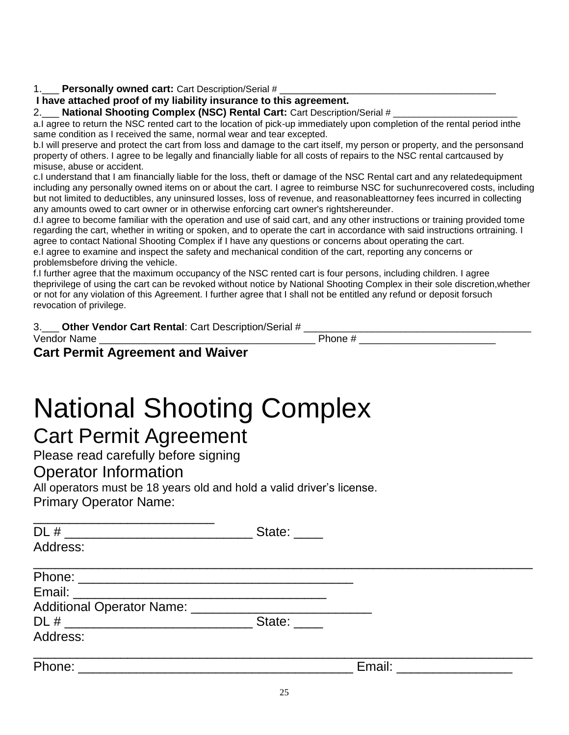1.___ **Personally owned cart:** Cart Description/Serial # ________________________________________

**I have attached proof of my liability insurance to this agreement.**

2.___ **National Shooting Complex (NSC) Rental Cart:** Cart Description/Serial # ________________________

a.I agree to return the NSC rented cart to the location of pick-up immediately upon completion of the rental period inthe same condition as I received the same, normal wear and tear excepted.

b.I will preserve and protect the cart from loss and damage to the cart itself, my person or property, and the personsand property of others. I agree to be legally and financially liable for all costs of repairs to the NSC rental cartcaused by misuse, abuse or accident.

c.I understand that I am financially liable for the loss, theft or damage of the NSC Rental cart and any relatedequipment including any personally owned items on or about the cart. I agree to reimburse NSC for suchunrecovered costs, including but not limited to deductibles, any uninsured losses, loss of revenue, and reasonableattorney fees incurred in collecting any amounts owed to cart owner or in otherwise enforcing cart owner's rightshereunder.

d.I agree to become familiar with the operation and use of said cart, and any other instructions or training provided tome regarding the cart, whether in writing or spoken, and to operate the cart in accordance with said instructions ortraining. I agree to contact National Shooting Complex if I have any questions or concerns about operating the cart.

e.I agree to examine and inspect the safety and mechanical condition of the cart, reporting any concerns or problemsbefore driving the vehicle.

f.I further agree that the maximum occupancy of the NSC rented cart is four persons, including children. I agree theprivilege of using the cart can be revoked without notice by National Shooting Complex in their sole discretion,whether or not for any violation of this Agreement. I further agree that I shall not be entitled any refund or deposit forsuch revocation of privilege.

3.___ **Other Vendor Cart Rental**: Cart Description/Serial # ________________________________________

Vendor Name ______________________________________ Phone # ________________________

**Cart Permit Agreement and Waiver**

# National Shooting Complex

## Cart Permit Agreement

Please read carefully before signing

### Operator Information

All operators must be 18 years old and hold a valid driver's license.

Primary Operator Name: __________________________

DL # ___________________________ State: ____

Address: ________________________________________________________________________

Phone: ________________________________________

Email: _____________________________________

Additional Operator Name: __________________________

DL # ___________________________ State: ____

Address: ________________________________________________________________________

Phone: ________________________________________ Email: _________________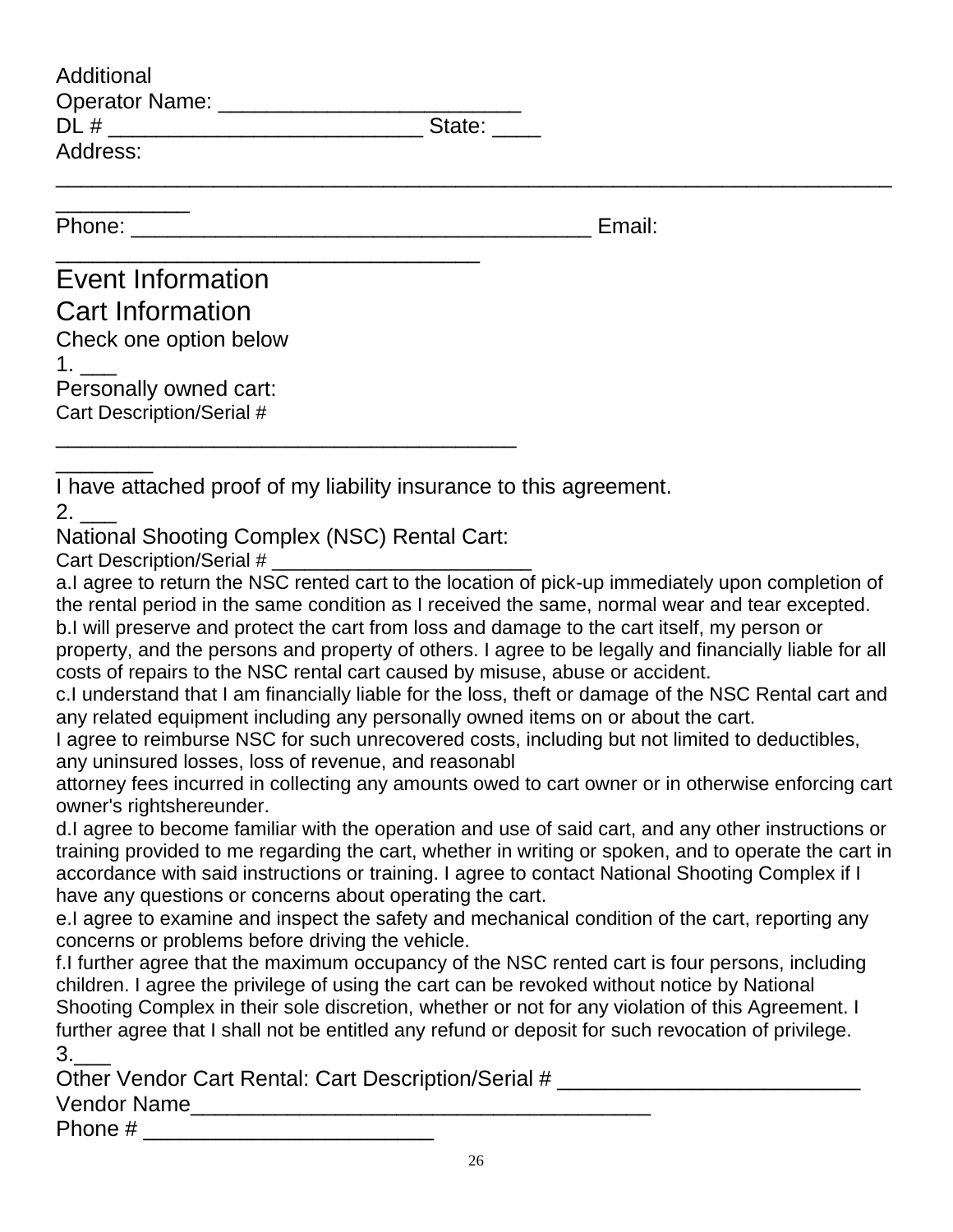Additional
Operator Name: ________________________
DL # _________________________ State: ____
Address:
____________________________________________________________________
___________
Phone: _____________________________________ Email:
__________________________________

## Event Information

## Cart Information

Check one option below

1. ___
Personally owned cart:
Cart Description/Serial #
_____________________________________
________
I have attached proof of my liability insurance to this agreement.

2. ___
National Shooting Complex (NSC) Rental Cart:
Cart Description/Serial # _______________________

a.I agree to return the NSC rented cart to the location of pick-up immediately upon completion of the rental period in the same condition as I received the same, normal wear and tear excepted.

b.I will preserve and protect the cart from loss and damage to the cart itself, my person or property, and the persons and property of others. I agree to be legally and financially liable for all costs of repairs to the NSC rental cart caused by misuse, abuse or accident.

c.I understand that I am financially liable for the loss, theft or damage of the NSC Rental cart and any related equipment including any personally owned items on or about the cart.
I agree to reimburse NSC for such unrecovered costs, including but not limited to deductibles, any uninsured losses, loss of revenue, and reasonabl
attorney fees incurred in collecting any amounts owed to cart owner or in otherwise enforcing cart owner's rightshereunder.

d.I agree to become familiar with the operation and use of said cart, and any other instructions or training provided to me regarding the cart, whether in writing or spoken, and to operate the cart in accordance with said instructions or training. I agree to contact National Shooting Complex if I have any questions or concerns about operating the cart.

e.I agree to examine and inspect the safety and mechanical condition of the cart, reporting any concerns or problems before driving the vehicle.

f.I further agree that the maximum occupancy of the NSC rented cart is four persons, including children. I agree the privilege of using the cart can be revoked without notice by National Shooting Complex in their sole discretion, whether or not for any violation of this Agreement. I further agree that I shall not be entitled any refund or deposit for such revocation of privilege.

3.___
Other Vendor Cart Rental: Cart Description/Serial # ________________________
Vendor Name______________________________________
Phone # ________________________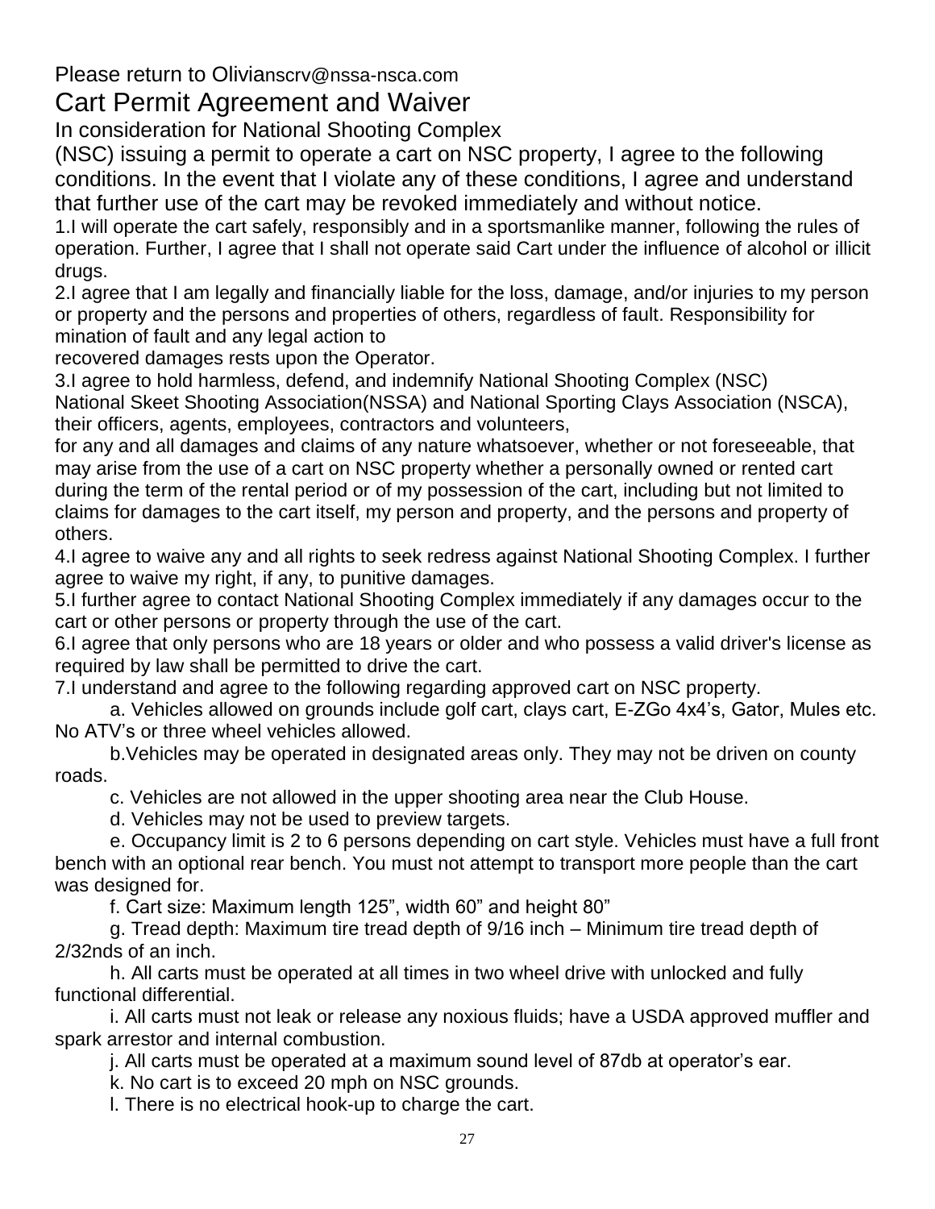Please return to Olivianscrv@nssa-nsca.com

# Cart Permit Agreement and Waiver

In consideration for National Shooting Complex (NSC) issuing a permit to operate a cart on NSC property, I agree to the following conditions. In the event that I violate any of these conditions, I agree and understand that further use of the cart may be revoked immediately and without notice.

1. I will operate the cart safely, responsibly and in a sportsmanlike manner, following the rules of operation. Further, I agree that I shall not operate said Cart under the influence of alcohol or illicit drugs.
2. I agree that I am legally and financially liable for the loss, damage, and/or injuries to my person or property and the persons and properties of others, regardless of fault. Responsibility for mination of fault and any legal action to recovered damages rests upon the Operator.
3. I agree to hold harmless, defend, and indemnify National Shooting Complex (NSC) National Skeet Shooting Association(NSSA) and National Sporting Clays Association (NSCA), their officers, agents, employees, contractors and volunteers, for any and all damages and claims of any nature whatsoever, whether or not foreseeable, that may arise from the use of a cart on NSC property whether a personally owned or rented cart during the term of the rental period or of my possession of the cart, including but not limited to claims for damages to the cart itself, my person and property, and the persons and property of others.
4. I agree to waive any and all rights to seek redress against National Shooting Complex. I further agree to waive my right, if any, to punitive damages.
5. I further agree to contact National Shooting Complex immediately if any damages occur to the cart or other persons or property through the use of the cart.
6. I agree that only persons who are 18 years or older and who possess a valid driver's license as required by law shall be permitted to drive the cart.
7. I understand and agree to the following regarding approved cart on NSC property.
   a. Vehicles allowed on grounds include golf cart, clays cart, E-ZGo 4x4's, Gator, Mules etc. No ATV's or three wheel vehicles allowed.
   b. Vehicles may be operated in designated areas only. They may not be driven on county roads.
   c. Vehicles are not allowed in the upper shooting area near the Club House.
   d. Vehicles may not be used to preview targets.
   e. Occupancy limit is 2 to 6 persons depending on cart style. Vehicles must have a full front bench with an optional rear bench. You must not attempt to transport more people than the cart was designed for.
   f. Cart size: Maximum length 125", width 60" and height 80"
   g. Tread depth: Maximum tire tread depth of 9/16 inch – Minimum tire tread depth of 2/32nds of an inch.
   h. All carts must be operated at all times in two wheel drive with unlocked and fully functional differential.
   i. All carts must not leak or release any noxious fluids; have a USDA approved muffler and spark arrestor and internal combustion.
   j. All carts must be operated at a maximum sound level of 87db at operator's ear.
   k. No cart is to exceed 20 mph on NSC grounds.
   l. There is no electrical hook-up to charge the cart.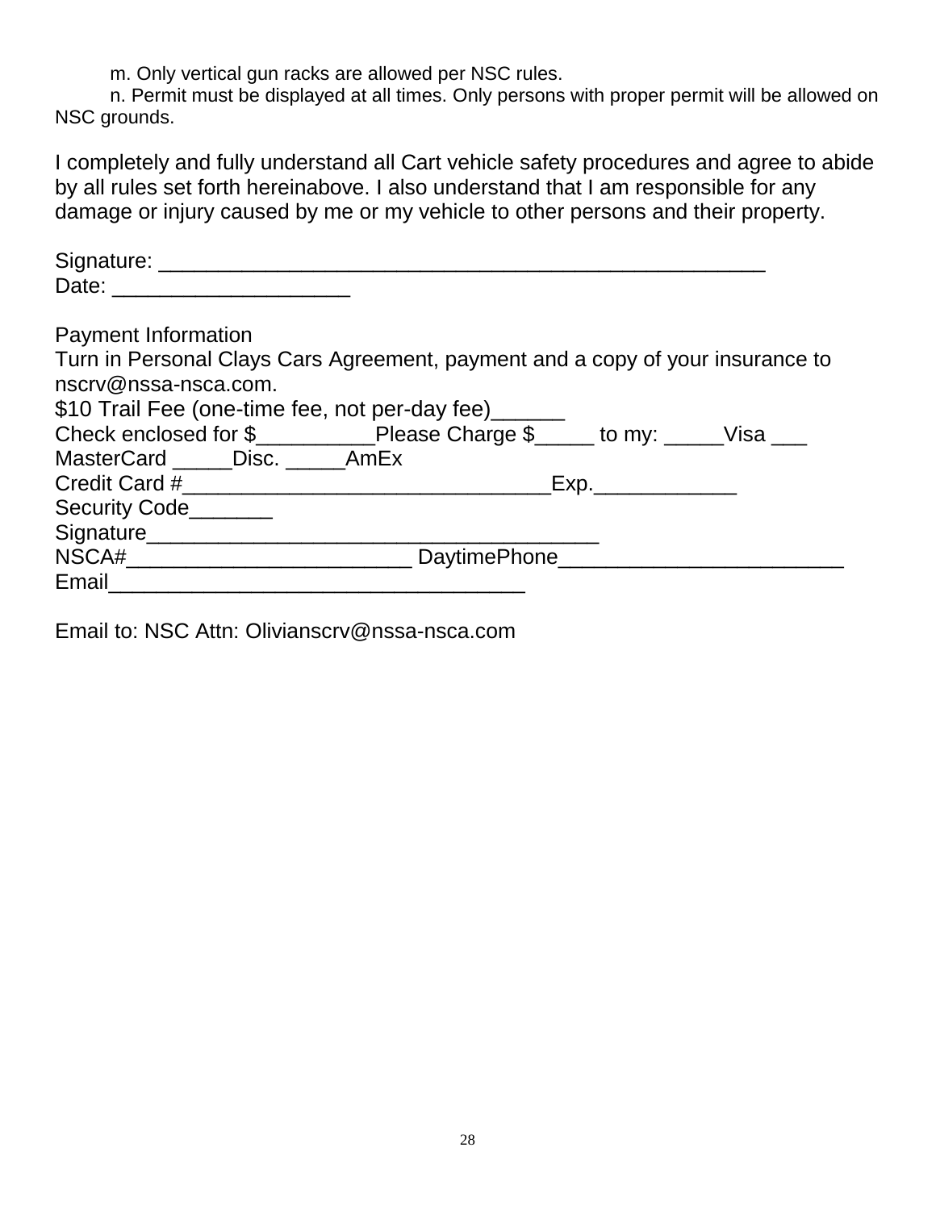m. Only vertical gun racks are allowed per NSC rules.

n. Permit must be displayed at all times. Only persons with proper permit will be allowed on NSC grounds.

I completely and fully understand all Cart vehicle safety procedures and agree to abide by all rules set forth hereinabove. I also understand that I am responsible for any damage or injury caused by me or my vehicle to other persons and their property.

Signature: ___________________________________________________

Date: ____________________

Payment Information

Turn in Personal Clays Cars Agreement, payment and a copy of your insurance to nscrv@nssa-nsca.com.

$10 Trail Fee (one-time fee, not per-day fee)______

Check enclosed for $__________Please Charge $_____ to my: _____Visa ___ MasterCard _____Disc. _____AmEx

Credit Card #_______________________________Exp.____________

Security Code_______

Signature______________________________________

NSCA#________________________ DaytimePhone________________________

Email__________________________________

Email to: NSC Attn: Olivianscrv@nssa-nsca.com